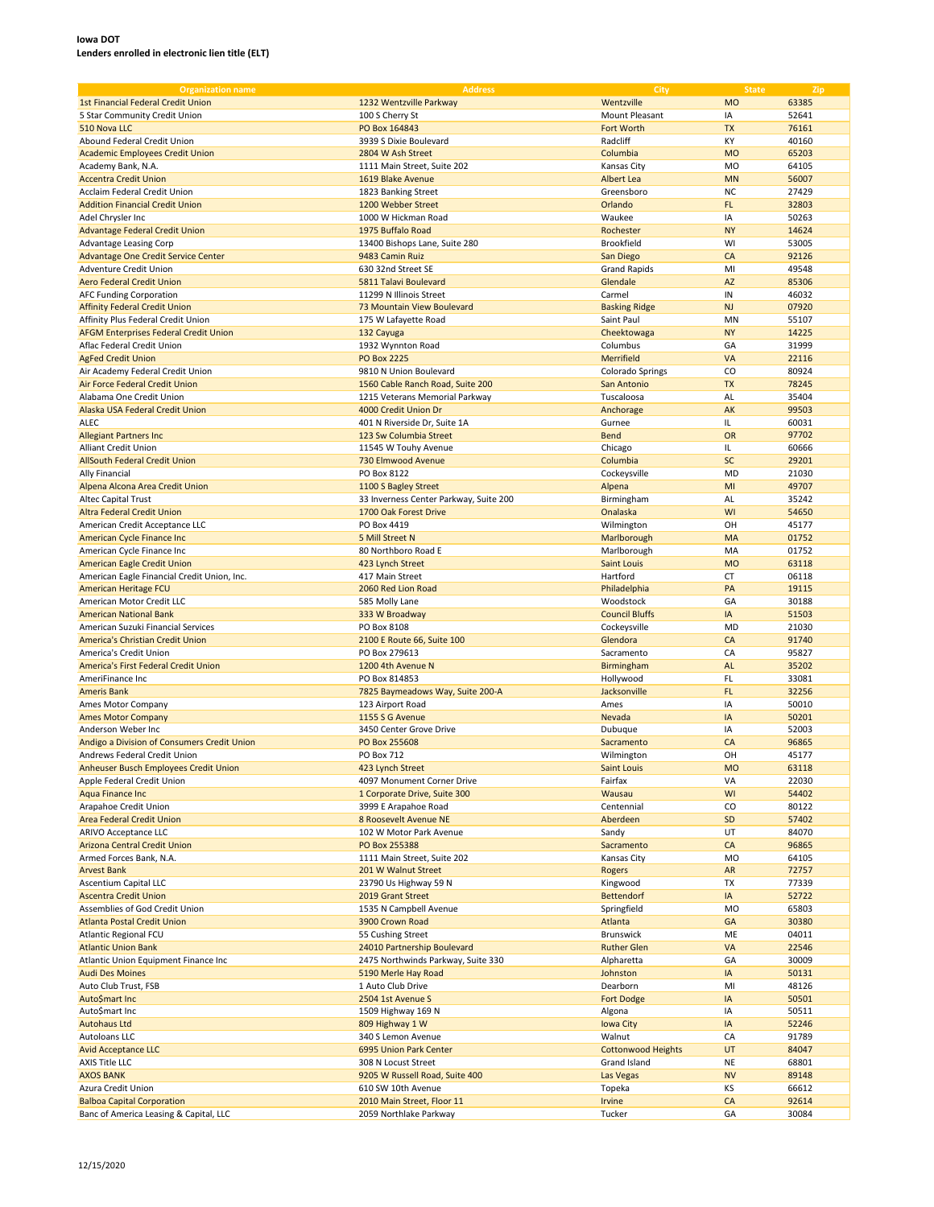**Iowa DOT**
**Lenders enrolled in electronic lien title (ELT)**

| Organization name | Address | City | State | Zip |
|---|---|---|---|---|
| 1st Financial Federal Credit Union | 1232 Wentzville Parkway | Wentzville | MO | 63385 |
| 5 Star Community Credit Union | 100 S Cherry St | Mount Pleasant | IA | 52641 |
| 510 Nova LLC | PO Box 164843 | Fort Worth | TX | 76161 |
| Abound Federal Credit Union | 3939 S Dixie Boulevard | Radcliff | KY | 40160 |
| Academic Employees Credit Union | 2804 W Ash Street | Columbia | MO | 65203 |
| Academy Bank, N.A. | 1111 Main Street, Suite 202 | Kansas City | MO | 64105 |
| Accentra Credit Union | 1619 Blake Avenue | Albert Lea | MN | 56007 |
| Acclaim Federal Credit Union | 1823 Banking Street | Greensboro | NC | 27429 |
| Addition Financial Credit Union | 1200 Webber Street | Orlando | FL | 32803 |
| Adel Chrysler Inc | 1000 W Hickman Road | Waukee | IA | 50263 |
| Advantage Federal Credit Union | 1975 Buffalo Road | Rochester | NY | 14624 |
| Advantage Leasing Corp | 13400 Bishops Lane, Suite 280 | Brookfield | WI | 53005 |
| Advantage One Credit Service Center | 9483 Camin Ruiz | San Diego | CA | 92126 |
| Adventure Credit Union | 630 32nd Street SE | Grand Rapids | MI | 49548 |
| Aero Federal Credit Union | 5811 Talavi Boulevard | Glendale | AZ | 85306 |
| AFC Funding Corporation | 11299 N Illinois Street | Carmel | IN | 46032 |
| Affinity Federal Credit Union | 73 Mountain View Boulevard | Basking Ridge | NJ | 07920 |
| Affinity Plus Federal Credit Union | 175 W Lafayette Road | Saint Paul | MN | 55107 |
| AFGM Enterprises Federal Credit Union | 132 Cayuga | Cheektowaga | NY | 14225 |
| Aflac Federal Credit Union | 1932 Wynnton Road | Columbus | GA | 31999 |
| AgFed Credit Union | PO Box 2225 | Merrifield | VA | 22116 |
| Air Academy Federal Credit Union | 9810 N Union Boulevard | Colorado Springs | CO | 80924 |
| Air Force Federal Credit Union | 1560 Cable Ranch Road, Suite 200 | San Antonio | TX | 78245 |
| Alabama One Credit Union | 1215 Veterans Memorial Parkway | Tuscaloosa | AL | 35404 |
| Alaska USA Federal Credit Union | 4000 Credit Union Dr | Anchorage | AK | 99503 |
| ALEC | 401 N Riverside Dr, Suite 1A | Gurnee | IL | 60031 |
| Allegiant Partners Inc | 123 Sw Columbia Street | Bend | OR | 97702 |
| Alliant Credit Union | 11545 W Touhy Avenue | Chicago | IL | 60666 |
| AllSouth Federal Credit Union | 730 Elmwood Avenue | Columbia | SC | 29201 |
| Ally Financial | PO Box 8122 | Cockeysville | MD | 21030 |
| Alpena Alcona Area Credit Union | 1100 S Bagley Street | Alpena | MI | 49707 |
| Altec Capital Trust | 33 Inverness Center Parkway, Suite 200 | Birmingham | AL | 35242 |
| Altra Federal Credit Union | 1700 Oak Forest Drive | Onalaska | WI | 54650 |
| American Credit Acceptance LLC | PO Box 4419 | Wilmington | OH | 45177 |
| American Cycle Finance Inc | 5 Mill Street N | Marlborough | MA | 01752 |
| American Cycle Finance Inc | 80 Northboro Road E | Marlborough | MA | 01752 |
| American Eagle Credit Union | 423 Lynch Street | Saint Louis | MO | 63118 |
| American Eagle Financial Credit Union, Inc. | 417 Main Street | Hartford | CT | 06118 |
| American Heritage FCU | 2060 Red Lion Road | Philadelphia | PA | 19115 |
| American Motor Credit LLC | 585 Molly Lane | Woodstock | GA | 30188 |
| American National Bank | 333 W Broadway | Council Bluffs | IA | 51503 |
| American Suzuki Financial Services | PO Box 8108 | Cockeysville | MD | 21030 |
| America's Christian Credit Union | 2100 E Route 66, Suite 100 | Glendora | CA | 91740 |
| America's Credit Union | PO Box 279613 | Sacramento | CA | 95827 |
| America's First Federal Credit Union | 1200 4th Avenue N | Birmingham | AL | 35202 |
| AmeriFinance Inc | PO Box 814853 | Hollywood | FL | 33081 |
| Ameris Bank | 7825 Baymeadows Way, Suite 200-A | Jacksonville | FL | 32256 |
| Ames Motor Company | 123 Airport Road | Ames | IA | 50010 |
| Ames Motor Company | 1155 S G Avenue | Nevada | IA | 50201 |
| Anderson Weber Inc | 3450 Center Grove Drive | Dubuque | IA | 52003 |
| Andigo a Division of Consumers Credit Union | PO Box 255608 | Sacramento | CA | 96865 |
| Andrews Federal Credit Union | PO Box 712 | Wilmington | OH | 45177 |
| Anheuser Busch Employees Credit Union | 423 Lynch Street | Saint Louis | MO | 63118 |
| Apple Federal Credit Union | 4097 Monument Corner Drive | Fairfax | VA | 22030 |
| Aqua Finance Inc | 1 Corporate Drive, Suite 300 | Wausau | WI | 54402 |
| Arapahoe Credit Union | 3999 E Arapahoe Road | Centennial | CO | 80122 |
| Area Federal Credit Union | 8 Roosevelt Avenue NE | Aberdeen | SD | 57402 |
| ARIVO Acceptance LLC | 102 W Motor Park Avenue | Sandy | UT | 84070 |
| Arizona Central Credit Union | PO Box 255388 | Sacramento | CA | 96865 |
| Armed Forces Bank, N.A. | 1111 Main Street, Suite 202 | Kansas City | MO | 64105 |
| Arvest Bank | 201 W Walnut Street | Rogers | AR | 72757 |
| Ascentium Capital LLC | 23790 Us Highway 59 N | Kingwood | TX | 77339 |
| Ascentra Credit Union | 2019 Grant Street | Bettendorf | IA | 52722 |
| Assemblies of God Credit Union | 1535 N Campbell Avenue | Springfield | MO | 65803 |
| Atlanta Postal Credit Union | 3900 Crown Road | Atlanta | GA | 30380 |
| Atlantic Regional FCU | 55 Cushing Street | Brunswick | ME | 04011 |
| Atlantic Union Bank | 24010 Partnership Boulevard | Ruther Glen | VA | 22546 |
| Atlantic Union Equipment Finance Inc | 2475 Northwinds Parkway, Suite 330 | Alpharetta | GA | 30009 |
| Audi Des Moines | 5190 Merle Hay Road | Johnston | IA | 50131 |
| Auto Club Trust, FSB | 1 Auto Club Drive | Dearborn | MI | 48126 |
| Auto$mart Inc | 2504 1st Avenue S | Fort Dodge | IA | 50501 |
| Auto$mart Inc | 1509 Highway 169 N | Algona | IA | 50511 |
| Autohaus Ltd | 809 Highway 1 W | Iowa City | IA | 52246 |
| Autoloans LLC | 340 S Lemon Avenue | Walnut | CA | 91789 |
| Avid Acceptance LLC | 6995 Union Park Center | Cottonwood Heights | UT | 84047 |
| AXIS Title LLC | 308 N Locust Street | Grand Island | NE | 68801 |
| AXOS BANK | 9205 W Russell Road, Suite 400 | Las Vegas | NV | 89148 |
| Azura Credit Union | 610 SW 10th Avenue | Topeka | KS | 66612 |
| Balboa Capital Corporation | 2010 Main Street, Floor 11 | Irvine | CA | 92614 |
| Banc of America Leasing & Capital, LLC | 2059 Northlake Parkway | Tucker | GA | 30084 |

12/15/2020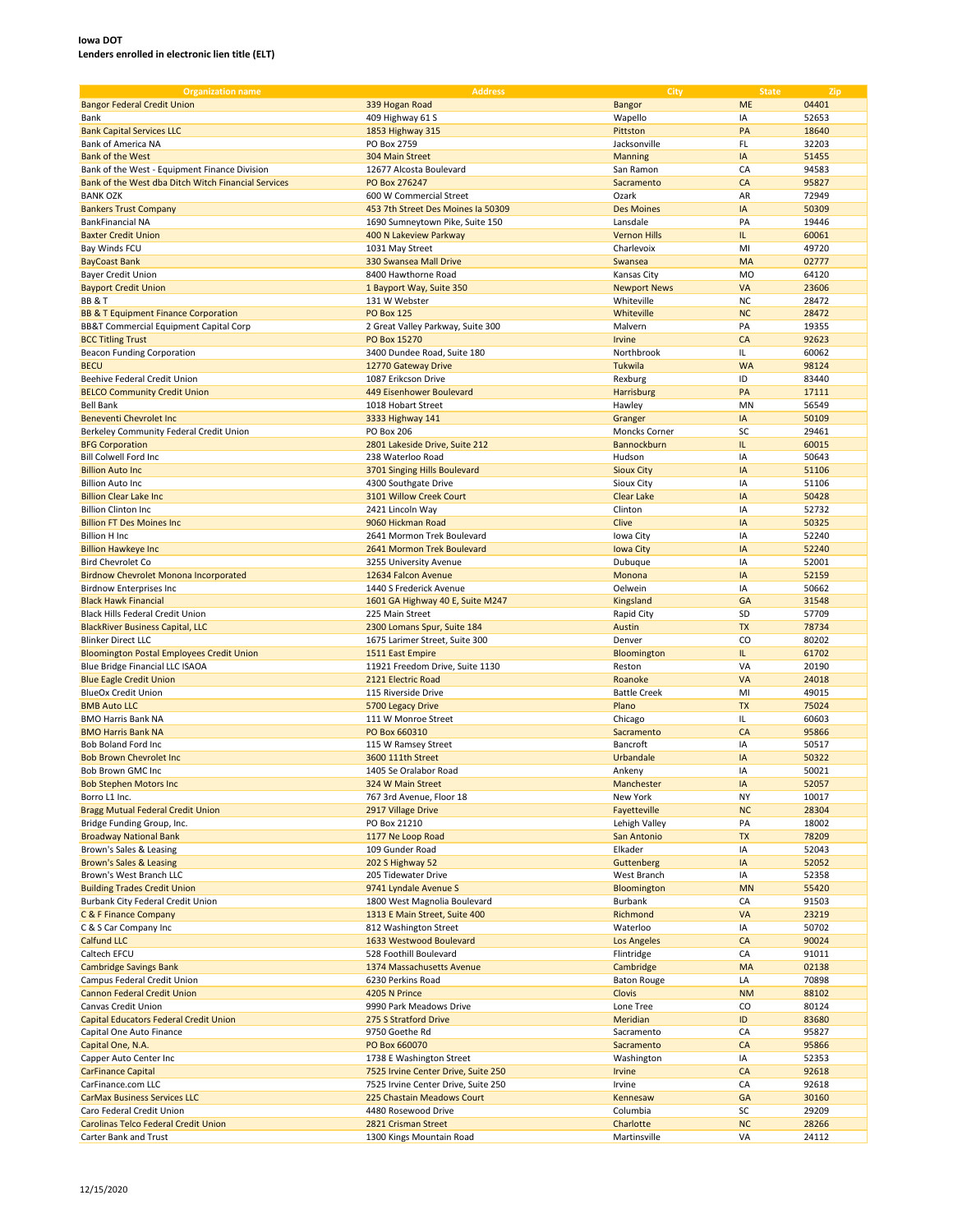**Iowa DOT**
**Lenders enrolled in electronic lien title (ELT)**

| Organization name | Address | City | State | Zip |
|---|---|---|---|---|
| Bangor Federal Credit Union | 339 Hogan Road | Bangor | ME | 04401 |
| Bank | 409 Highway 61 S | Wapello | IA | 52653 |
| Bank Capital Services LLC | 1853 Highway 315 | Pittston | PA | 18640 |
| Bank of America NA | PO Box 2759 | Jacksonville | FL | 32203 |
| Bank of the West | 304 Main Street | Manning | IA | 51455 |
| Bank of the West - Equipment Finance Division | 12677 Alcosta Boulevard | San Ramon | CA | 94583 |
| Bank of the West dba Ditch Witch Financial Services | PO Box 276247 | Sacramento | CA | 95827 |
| BANK OZK | 600 W Commercial Street | Ozark | AR | 72949 |
| Bankers Trust Company | 453 7th Street Des Moines Ia 50309 | Des Moines | IA | 50309 |
| BankFinancial NA | 1690 Sumneytown Pike, Suite 150 | Lansdale | PA | 19446 |
| Baxter Credit Union | 400 N Lakeview Parkway | Vernon Hills | IL | 60061 |
| Bay Winds FCU | 1031 May Street | Charlevoix | MI | 49720 |
| BayCoast Bank | 330 Swansea Mall Drive | Swansea | MA | 02777 |
| Bayer Credit Union | 8400 Hawthorne Road | Kansas City | MO | 64120 |
| Bayport Credit Union | 1 Bayport Way, Suite 350 | Newport News | VA | 23606 |
| BB & T | 131 W Webster | Whiteville | NC | 28472 |
| BB & T Equipment Finance Corporation | PO Box 125 | Whiteville | NC | 28472 |
| BB&T Commercial Equipment Capital Corp | 2 Great Valley Parkway, Suite 300 | Malvern | PA | 19355 |
| BCC Titling Trust | PO Box 15270 | Irvine | CA | 92623 |
| Beacon Funding Corporation | 3400 Dundee Road, Suite 180 | Northbrook | IL | 60062 |
| BECU | 12770 Gateway Drive | Tukwila | WA | 98124 |
| Beehive Federal Credit Union | 1087 Erikcson Drive | Rexburg | ID | 83440 |
| BELCO Community Credit Union | 449 Eisenhower Boulevard | Harrisburg | PA | 17111 |
| Bell Bank | 1018 Hobart Street | Hawley | MN | 56549 |
| Beneventi Chevrolet Inc | 3333 Highway 141 | Granger | IA | 50109 |
| Berkeley Community Federal Credit Union | PO Box 206 | Moncks Corner | SC | 29461 |
| BFG Corporation | 2801 Lakeside Drive, Suite 212 | Bannockburn | IL | 60015 |
| Bill Colwell Ford Inc | 238 Waterloo Road | Hudson | IA | 50643 |
| Billion Auto Inc | 3701 Singing Hills Boulevard | Sioux City | IA | 51106 |
| Billion Auto Inc | 4300 Southgate Drive | Sioux City | IA | 51106 |
| Billion Clear Lake Inc | 3101 Willow Creek Court | Clear Lake | IA | 50428 |
| Billion Clinton Inc | 2421 Lincoln Way | Clinton | IA | 52732 |
| Billion FT Des Moines Inc | 9060 Hickman Road | Clive | IA | 50325 |
| Billion H Inc | 2641 Mormon Trek Boulevard | Iowa City | IA | 52240 |
| Billion Hawkeye Inc | 2641 Mormon Trek Boulevard | Iowa City | IA | 52240 |
| Bird Chevrolet Co | 3255 University Avenue | Dubuque | IA | 52001 |
| Birdnow Chevrolet Monona Incorporated | 12634 Falcon Avenue | Monona | IA | 52159 |
| Birdnow Enterprises Inc | 1440 S Frederick Avenue | Oelwein | IA | 50662 |
| Black Hawk Financial | 1601 GA Highway 40 E, Suite M247 | Kingsland | GA | 31548 |
| Black Hills Federal Credit Union | 225 Main Street | Rapid City | SD | 57709 |
| BlackRiver Business Capital, LLC | 2300 Lomans Spur, Suite 184 | Austin | TX | 78734 |
| Blinker Direct LLC | 1675 Larimer Street, Suite 300 | Denver | CO | 80202 |
| Bloomington Postal Employees Credit Union | 1511 East Empire | Bloomington | IL | 61702 |
| Blue Bridge Financial LLC ISAOA | 11921 Freedom Drive, Suite 1130 | Reston | VA | 20190 |
| Blue Eagle Credit Union | 2121 Electric Road | Roanoke | VA | 24018 |
| BlueOx Credit Union | 115 Riverside Drive | Battle Creek | MI | 49015 |
| BMB Auto LLC | 5700 Legacy Drive | Plano | TX | 75024 |
| BMO Harris Bank NA | 111 W Monroe Street | Chicago | IL | 60603 |
| BMO Harris Bank NA | PO Box 660310 | Sacramento | CA | 95866 |
| Bob Boland Ford Inc | 115 W Ramsey Street | Bancroft | IA | 50517 |
| Bob Brown Chevrolet Inc | 3600 111th Street | Urbandale | IA | 50322 |
| Bob Brown GMC Inc | 1405 Se Oralabor Road | Ankeny | IA | 50021 |
| Bob Stephen Motors Inc | 324 W Main Street | Manchester | IA | 52057 |
| Borro L1 Inc. | 767 3rd Avenue, Floor 18 | New York | NY | 10017 |
| Bragg Mutual Federal Credit Union | 2917 Village Drive | Fayetteville | NC | 28304 |
| Bridge Funding Group, Inc. | PO Box 21210 | Lehigh Valley | PA | 18002 |
| Broadway National Bank | 1177 Ne Loop Road | San Antonio | TX | 78209 |
| Brown's Sales & Leasing | 109 Gunder Road | Elkader | IA | 52043 |
| Brown's Sales & Leasing | 202 S Highway 52 | Guttenberg | IA | 52052 |
| Brown's West Branch LLC | 205 Tidewater Drive | West Branch | IA | 52358 |
| Building Trades Credit Union | 9741 Lyndale Avenue S | Bloomington | MN | 55420 |
| Burbank City Federal Credit Union | 1800 West Magnolia Boulevard | Burbank | CA | 91503 |
| C & F Finance Company | 1313 E Main Street, Suite 400 | Richmond | VA | 23219 |
| C & S Car Company Inc | 812 Washington Street | Waterloo | IA | 50702 |
| Calfund LLC | 1633 Westwood Boulevard | Los Angeles | CA | 90024 |
| Caltech EFCU | 528 Foothill Boulevard | Flintridge | CA | 91011 |
| Cambridge Savings Bank | 1374 Massachusetts Avenue | Cambridge | MA | 02138 |
| Campus Federal Credit Union | 6230 Perkins Road | Baton Rouge | LA | 70898 |
| Cannon Federal Credit Union | 4205 N Prince | Clovis | NM | 88102 |
| Canvas Credit Union | 9990 Park Meadows Drive | Lone Tree | CO | 80124 |
| Capital Educators Federal Credit Union | 275 S Stratford Drive | Meridian | ID | 83680 |
| Capital One Auto Finance | 9750 Goethe Rd | Sacramento | CA | 95827 |
| Capital One, N.A. | PO Box 660070 | Sacramento | CA | 95866 |
| Capper Auto Center Inc | 1738 E Washington Street | Washington | IA | 52353 |
| CarFinance Capital | 7525 Irvine Center Drive, Suite 250 | Irvine | CA | 92618 |
| CarFinance.com LLC | 7525 Irvine Center Drive, Suite 250 | Irvine | CA | 92618 |
| CarMax Business Services LLC | 225 Chastain Meadows Court | Kennesaw | GA | 30160 |
| Caro Federal Credit Union | 4480 Rosewood Drive | Columbia | SC | 29209 |
| Carolinas Telco Federal Credit Union | 2821 Crisman Street | Charlotte | NC | 28266 |
| Carter Bank and Trust | 1300 Kings Mountain Road | Martinsville | VA | 24112 |

12/15/2020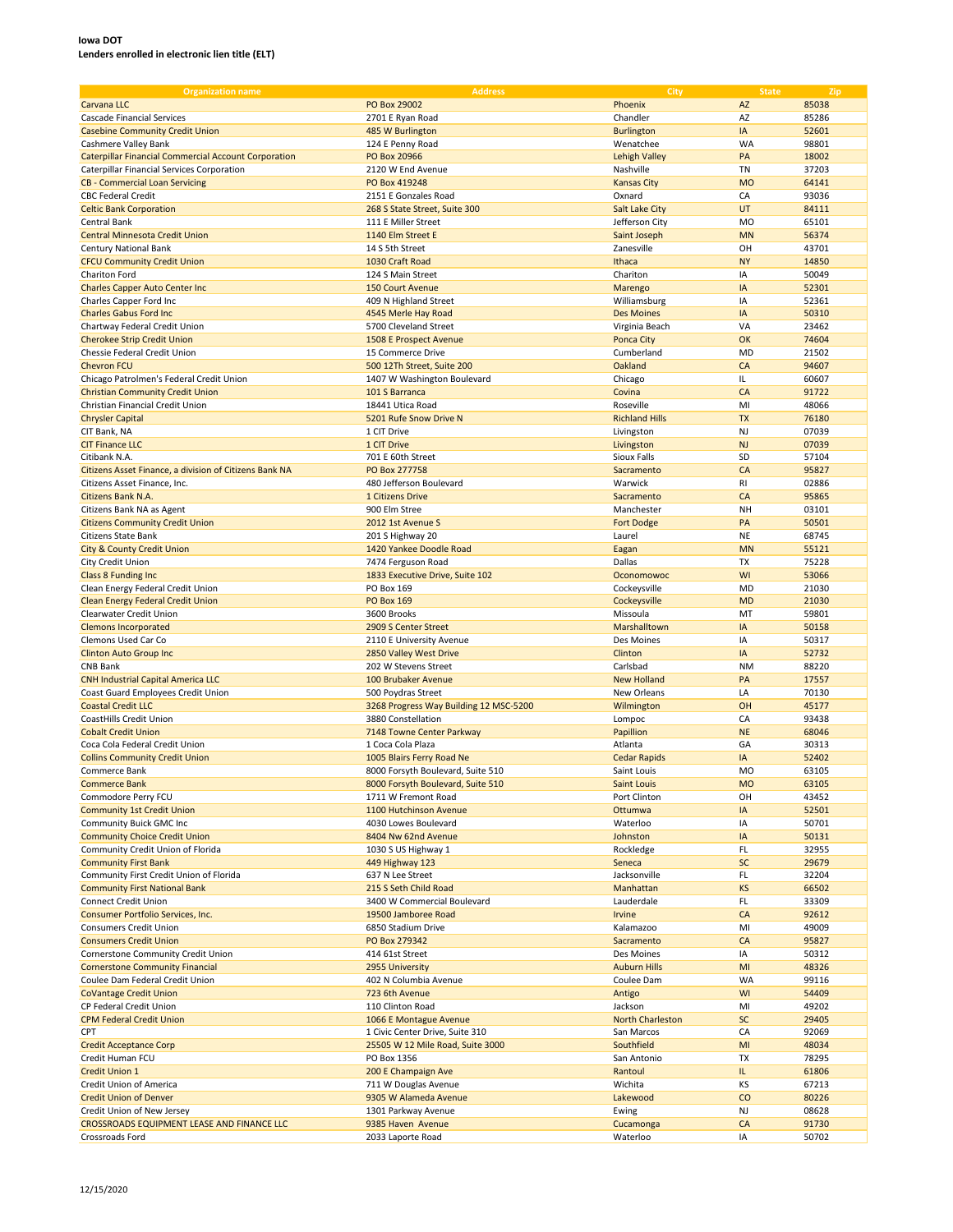**Iowa DOT**
**Lenders enrolled in electronic lien title (ELT)**

| Organization name | Address | City | State | Zip |
|---|---|---|---|---|
| Carvana LLC | PO Box 29002 | Phoenix | AZ | 85038 |
| Cascade Financial Services | 2701 E Ryan Road | Chandler | AZ | 85286 |
| Casebine Community Credit Union | 485 W Burlington | Burlington | IA | 52601 |
| Cashmere Valley Bank | 124 E Penny Road | Wenatchee | WA | 98801 |
| Caterpillar Financial Commercial Account Corporation | PO Box 20966 | Lehigh Valley | PA | 18002 |
| Caterpillar Financial Services Corporation | 2120 W End Avenue | Nashville | TN | 37203 |
| CB - Commercial Loan Servicing | PO Box 419248 | Kansas City | MO | 64141 |
| CBC Federal Credit | 2151 E Gonzales Road | Oxnard | CA | 93036 |
| Celtic Bank Corporation | 268 S State Street, Suite 300 | Salt Lake City | UT | 84111 |
| Central Bank | 111 E Miller Street | Jefferson City | MO | 65101 |
| Central Minnesota Credit Union | 1140 Elm Street E | Saint Joseph | MN | 56374 |
| Century National Bank | 14 S 5th Street | Zanesville | OH | 43701 |
| CFCU Community Credit Union | 1030 Craft Road | Ithaca | NY | 14850 |
| Chariton Ford | 124 S Main Street | Chariton | IA | 50049 |
| Charles Capper Auto Center Inc | 150 Court Avenue | Marengo | IA | 52301 |
| Charles Capper Ford Inc | 409 N Highland Street | Williamsburg | IA | 52361 |
| Charles Gabus Ford Inc | 4545 Merle Hay Road | Des Moines | IA | 50310 |
| Chartway Federal Credit Union | 5700 Cleveland Street | Virginia Beach | VA | 23462 |
| Cherokee Strip Credit Union | 1508 E Prospect Avenue | Ponca City | OK | 74604 |
| Chessie Federal Credit Union | 15 Commerce Drive | Cumberland | MD | 21502 |
| Chevron FCU | 500 12Th Street, Suite 200 | Oakland | CA | 94607 |
| Chicago Patrolmen's Federal Credit Union | 1407 W Washington Boulevard | Chicago | IL | 60607 |
| Christian Community Credit Union | 101 S Barranca | Covina | CA | 91722 |
| Christian Financial Credit Union | 18441 Utica Road | Roseville | MI | 48066 |
| Chrysler Capital | 5201 Rufe Snow Drive N | Richland Hills | TX | 76180 |
| CIT Bank, NA | 1 CIT Drive | Livingston | NJ | 07039 |
| CIT Finance LLC | 1 CIT Drive | Livingston | NJ | 07039 |
| Citibank N.A. | 701 E 60th Street | Sioux Falls | SD | 57104 |
| Citizens Asset Finance, a division of Citizens Bank NA | PO Box 277758 | Sacramento | CA | 95827 |
| Citizens Asset Finance, Inc. | 480 Jefferson Boulevard | Warwick | RI | 02886 |
| Citizens Bank N.A. | 1 Citizens Drive | Sacramento | CA | 95865 |
| Citizens Bank NA as Agent | 900 Elm Stree | Manchester | NH | 03101 |
| Citizens Community Credit Union | 2012 1st Avenue S | Fort Dodge | PA | 50501 |
| Citizens State Bank | 201 S Highway 20 | Laurel | NE | 68745 |
| City & County Credit Union | 1420 Yankee Doodle Road | Eagan | MN | 55121 |
| City Credit Union | 7474 Ferguson Road | Dallas | TX | 75228 |
| Class 8 Funding Inc | 1833 Executive Drive, Suite 102 | Oconomowoc | WI | 53066 |
| Clean Energy Federal Credit Union | PO Box 169 | Cockeysville | MD | 21030 |
| Clean Energy Federal Credit Union | PO Box 169 | Cockeysville | MD | 21030 |
| Clearwater Credit Union | 3600 Brooks | Missoula | MT | 59801 |
| Clemons Incorporated | 2909 S Center Street | Marshalltown | IA | 50158 |
| Clemons Used Car Co | 2110 E University Avenue | Des Moines | IA | 50317 |
| Clinton Auto Group Inc | 2850 Valley West Drive | Clinton | IA | 52732 |
| CNB Bank | 202 W Stevens Street | Carlsbad | NM | 88220 |
| CNH Industrial Capital America LLC | 100 Brubaker Avenue | New Holland | PA | 17557 |
| Coast Guard Employees Credit Union | 500 Poydras Street | New Orleans | LA | 70130 |
| Coastal Credit LLC | 3268 Progress Way Building 12 MSC-5200 | Wilmington | OH | 45177 |
| CoastHills Credit Union | 3880 Constellation | Lompoc | CA | 93438 |
| Cobalt Credit Union | 7148 Towne Center Parkway | Papillion | NE | 68046 |
| Coca Cola Federal Credit Union | 1 Coca Cola Plaza | Atlanta | GA | 30313 |
| Collins Community Credit Union | 1005 Blairs Ferry Road Ne | Cedar Rapids | IA | 52402 |
| Commerce Bank | 8000 Forsyth Boulevard, Suite 510 | Saint Louis | MO | 63105 |
| Commerce Bank | 8000 Forsyth Boulevard, Suite 510 | Saint Louis | MO | 63105 |
| Commodore Perry FCU | 1711 W Fremont Road | Port Clinton | OH | 43452 |
| Community 1st Credit Union | 1100 Hutchinson Avenue | Ottumwa | IA | 52501 |
| Community Buick GMC Inc | 4030 Lowes Boulevard | Waterloo | IA | 50701 |
| Community Choice Credit Union | 8404 Nw 62nd Avenue | Johnston | IA | 50131 |
| Community Credit Union of Florida | 1030 S US Highway 1 | Rockledge | FL | 32955 |
| Community First Bank | 449 Highway 123 | Seneca | SC | 29679 |
| Community First Credit Union of Florida | 637 N Lee Street | Jacksonville | FL | 32204 |
| Community First National Bank | 215 S Seth Child Road | Manhattan | KS | 66502 |
| Connect Credit Union | 3400 W Commercial Boulevard | Lauderdale | FL | 33309 |
| Consumer Portfolio Services, Inc. | 19500 Jamboree Road | Irvine | CA | 92612 |
| Consumers Credit Union | 6850 Stadium Drive | Kalamazoo | MI | 49009 |
| Consumers Credit Union | PO Box 279342 | Sacramento | CA | 95827 |
| Cornerstone Community Credit Union | 414 61st Street | Des Moines | IA | 50312 |
| Cornerstone Community Financial | 2955 University | Auburn Hills | MI | 48326 |
| Coulee Dam Federal Credit Union | 402 N Columbia Avenue | Coulee Dam | WA | 99116 |
| CoVantage Credit Union | 723 6th Avenue | Antigo | WI | 54409 |
| CP Federal Credit Union | 110 Clinton Road | Jackson | MI | 49202 |
| CPM Federal Credit Union | 1066 E Montague Avenue | North Charleston | SC | 29405 |
| CPT | 1 Civic Center Drive, Suite 310 | San Marcos | CA | 92069 |
| Credit Acceptance Corp | 25505 W 12 Mile Road, Suite 3000 | Southfield | MI | 48034 |
| Credit Human FCU | PO Box 1356 | San Antonio | TX | 78295 |
| Credit Union 1 | 200 E Champaign Ave | Rantoul | IL | 61806 |
| Credit Union of America | 711 W Douglas Avenue | Wichita | KS | 67213 |
| Credit Union of Denver | 9305 W Alameda Avenue | Lakewood | CO | 80226 |
| Credit Union of New Jersey | 1301 Parkway Avenue | Ewing | NJ | 08628 |
| CROSSROADS EQUIPMENT LEASE AND FINANCE LLC | 9385 Haven Avenue | Cucamonga | CA | 91730 |
| Crossroads Ford | 2033 Laporte Road | Waterloo | IA | 50702 |

12/15/2020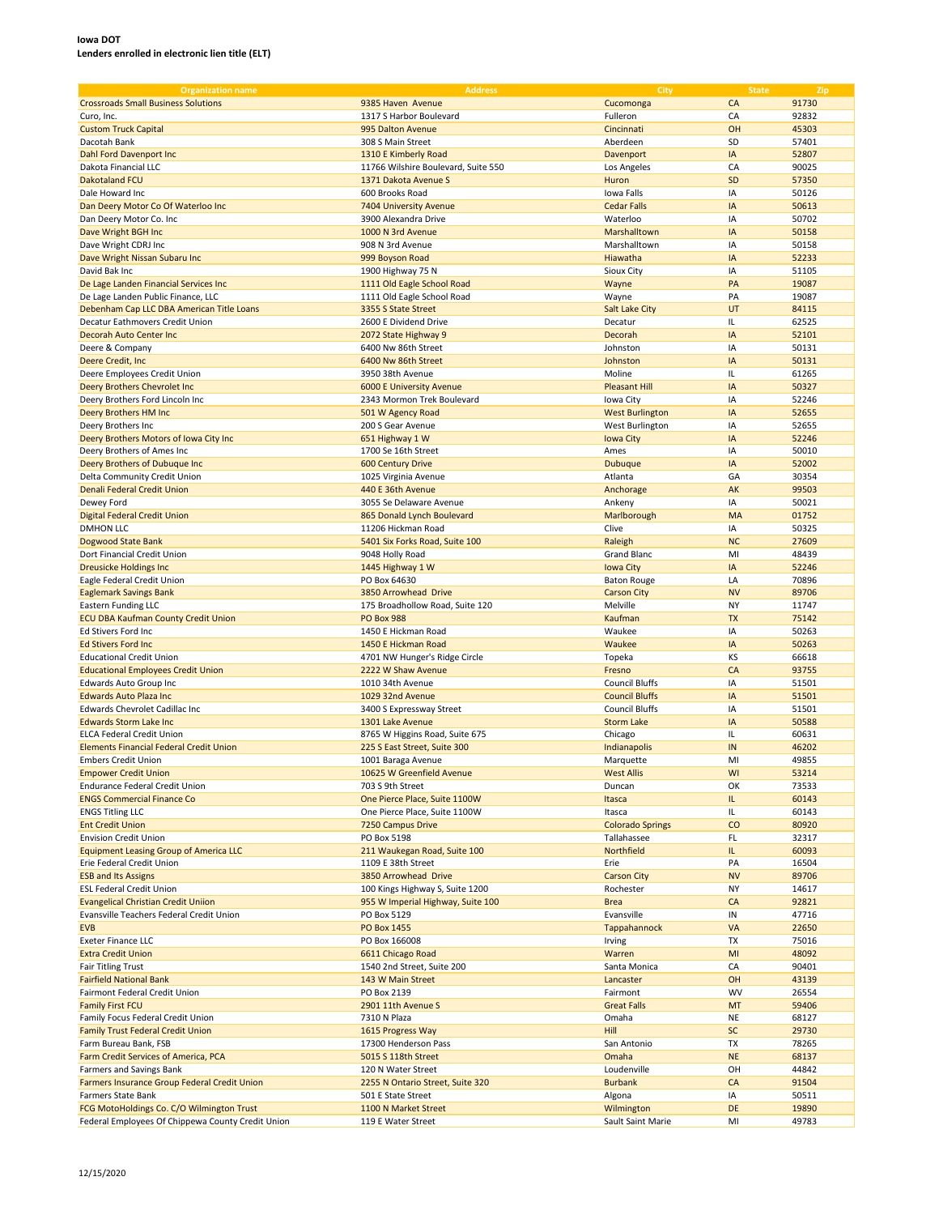**Iowa DOT**
**Lenders enrolled in electronic lien title (ELT)**

| Organization name | Address | City | State | Zip |
|---|---|---|---|---|
| Crossroads Small Business Solutions | 9385 Haven Avenue | Cucomonga | CA | 91730 |
| Curo, Inc. | 1317 S Harbor Boulevard | Fullerton | CA | 92832 |
| Custom Truck Capital | 995 Dalton Avenue | Cincinnati | OH | 45303 |
| Dacotah Bank | 308 S Main Street | Aberdeen | SD | 57401 |
| Dahl Ford Davenport Inc | 1310 E Kimberly Road | Davenport | IA | 52807 |
| Dakota Financial LLC | 11766 Wilshire Boulevard, Suite 550 | Los Angeles | CA | 90025 |
| Dakotaland FCU | 1371 Dakota Avenue S | Huron | SD | 57350 |
| Dale Howard Inc | 600 Brooks Road | Iowa Falls | IA | 50126 |
| Dan Deery Motor Co Of Waterloo Inc | 7404 University Avenue | Cedar Falls | IA | 50613 |
| Dan Deery Motor Co. Inc | 3900 Alexandra Drive | Waterloo | IA | 50702 |
| Dave Wright BGH Inc | 1000 N 3rd Avenue | Marshalltown | IA | 50158 |
| Dave Wright CDRJ Inc | 908 N 3rd Avenue | Marshalltown | IA | 50158 |
| Dave Wright Nissan Subaru Inc | 999 Boyson Road | Hiawatha | IA | 52233 |
| David Bak Inc | 1900 Highway 75 N | Sioux City | IA | 51105 |
| De Lage Landen Financial Services Inc | 1111 Old Eagle School Road | Wayne | PA | 19087 |
| De Lage Landen Public Finance, LLC | 1111 Old Eagle School Road | Wayne | PA | 19087 |
| Debenham Cap LLC DBA American Title Loans | 3355 S State Street | Salt Lake City | UT | 84115 |
| Decatur Eathmovers Credit Union | 2600 E Dividend Drive | Decatur | IL | 62525 |
| Decorah Auto Center Inc | 2072 State Highway 9 | Decorah | IA | 52101 |
| Deere & Company | 6400 Nw 86th Street | Johnston | IA | 50131 |
| Deere Credit, Inc | 6400 Nw 86th Street | Johnston | IA | 50131 |
| Deere Employees Credit Union | 3950 38th Avenue | Moline | IL | 61265 |
| Deery Brothers Chevrolet Inc | 6000 E University Avenue | Pleasant Hill | IA | 50327 |
| Deery Brothers Ford Lincoln Inc | 2343 Mormon Trek Boulevard | Iowa City | IA | 52246 |
| Deery Brothers HM Inc | 501 W Agency Road | West Burlington | IA | 52655 |
| Deery Brothers Inc | 200 S Gear Avenue | West Burlington | IA | 52655 |
| Deery Brothers Motors of Iowa City Inc | 651 Highway 1 W | Iowa City | IA | 52246 |
| Deery Brothers of Ames Inc | 1700 Se 16th Street | Ames | IA | 50010 |
| Deery Brothers of Dubuque Inc | 600 Century Drive | Dubuque | IA | 52002 |
| Delta Community Credit Union | 1025 Virginia Avenue | Atlanta | GA | 30354 |
| Denali Federal Credit Union | 440 E 36th Avenue | Anchorage | AK | 99503 |
| Dewey Ford | 3055 Se Delaware Avenue | Ankeny | IA | 50021 |
| Digital Federal Credit Union | 865 Donald Lynch Boulevard | Marlborough | MA | 01752 |
| DMHON LLC | 11206 Hickman Road | Clive | IA | 50325 |
| Dogwood State Bank | 5401 Six Forks Road, Suite 100 | Raleigh | NC | 27609 |
| Dort Financial Credit Union | 9048 Holly Road | Grand Blanc | MI | 48439 |
| Dreusicke Holdings Inc | 1445 Highway 1 W | Iowa City | IA | 52246 |
| Eagle Federal Credit Union | PO Box 64630 | Baton Rouge | LA | 70896 |
| Eaglemark Savings Bank | 3850 Arrowhead Drive | Carson City | NV | 89706 |
| Eastern Funding LLC | 175 Broadhollow Road, Suite 120 | Melville | NY | 11747 |
| ECU DBA Kaufman County Credit Union | PO Box 988 | Kaufman | TX | 75142 |
| Ed Stivers Ford Inc | 1450 E Hickman Road | Waukee | IA | 50263 |
| Ed Stivers Ford Inc | 1450 E Hickman Road | Waukee | IA | 50263 |
| Educational Credit Union | 4701 NW Hunger's Ridge Circle | Topeka | KS | 66618 |
| Educational Employees Credit Union | 2222 W Shaw Avenue | Fresno | CA | 93755 |
| Edwards Auto Group Inc | 1010 34th Avenue | Council Bluffs | IA | 51501 |
| Edwards Auto Plaza Inc | 1029 32nd Avenue | Council Bluffs | IA | 51501 |
| Edwards Chevrolet Cadillac Inc | 3400 S Expressway Street | Council Bluffs | IA | 51501 |
| Edwards Storm Lake Inc | 1301 Lake Avenue | Storm Lake | IA | 50588 |
| ELCA Federal Credit Union | 8765 W Higgins Road, Suite 675 | Chicago | IL | 60631 |
| Elements Financial Federal Credit Union | 225 S East Street, Suite 300 | Indianapolis | IN | 46202 |
| Embers Credit Union | 1001 Baraga Avenue | Marquette | MI | 49855 |
| Empower Credit Union | 10625 W Greenfield Avenue | West Allis | WI | 53214 |
| Endurance Federal Credit Union | 703 S 9th Street | Duncan | OK | 73533 |
| ENGS Commercial Finance Co | One Pierce Place, Suite 1100W | Itasca | IL | 60143 |
| ENGS Titling LLC | One Pierce Place, Suite 1100W | Itasca | IL | 60143 |
| Ent Credit Union | 7250 Campus Drive | Colorado Springs | CO | 80920 |
| Envision Credit Union | PO Box 5198 | Tallahassee | FL | 32317 |
| Equipment Leasing Group of America LLC | 211 Waukegan Road, Suite 100 | Northfield | IL | 60093 |
| Erie Federal Credit Union | 1109 E 38th Street | Erie | PA | 16504 |
| ESB and Its Assigns | 3850 Arrowhead Drive | Carson City | NV | 89706 |
| ESL Federal Credit Union | 100 Kings Highway S, Suite 1200 | Rochester | NY | 14617 |
| Evangelical Christian Credit Uniion | 955 W Imperial Highway, Suite 100 | Brea | CA | 92821 |
| Evansville Teachers Federal Credit Union | PO Box 5129 | Evansville | IN | 47716 |
| EVB | PO Box 1455 | Tappahannock | VA | 22650 |
| Exeter Finance LLC | PO Box 166008 | Irving | TX | 75016 |
| Extra Credit Union | 6611 Chicago Road | Warren | MI | 48092 |
| Fair Titling Trust | 1540 2nd Street, Suite 200 | Santa Monica | CA | 90401 |
| Fairfield National Bank | 143 W Main Street | Lancaster | OH | 43139 |
| Fairmont Federal Credit Union | PO Box 2139 | Fairmont | WV | 26554 |
| Family First FCU | 2901 11th Avenue S | Great Falls | MT | 59406 |
| Family Focus Federal Credit Union | 7310 N Plaza | Omaha | NE | 68127 |
| Family Trust Federal Credit Union | 1615 Progress Way | Hill | SC | 29730 |
| Farm Bureau Bank, FSB | 17300 Henderson Pass | San Antonio | TX | 78265 |
| Farm Credit Services of America, PCA | 5015 S 118th Street | Omaha | NE | 68137 |
| Farmers and Savings Bank | 120 N Water Street | Loudenville | OH | 44842 |
| Farmers Insurance Group Federal Credit Union | 2255 N Ontario Street, Suite 320 | Burbank | CA | 91504 |
| Farmers State Bank | 501 E State Street | Algona | IA | 50511 |
| FCG MotoHoldings Co. C/O Wilmington Trust | 1100 N Market Street | Wilmington | DE | 19890 |
| Federal Employees Of Chippewa County Credit Union | 119 E Water Street | Sault Saint Marie | MI | 49783 |

12/15/2020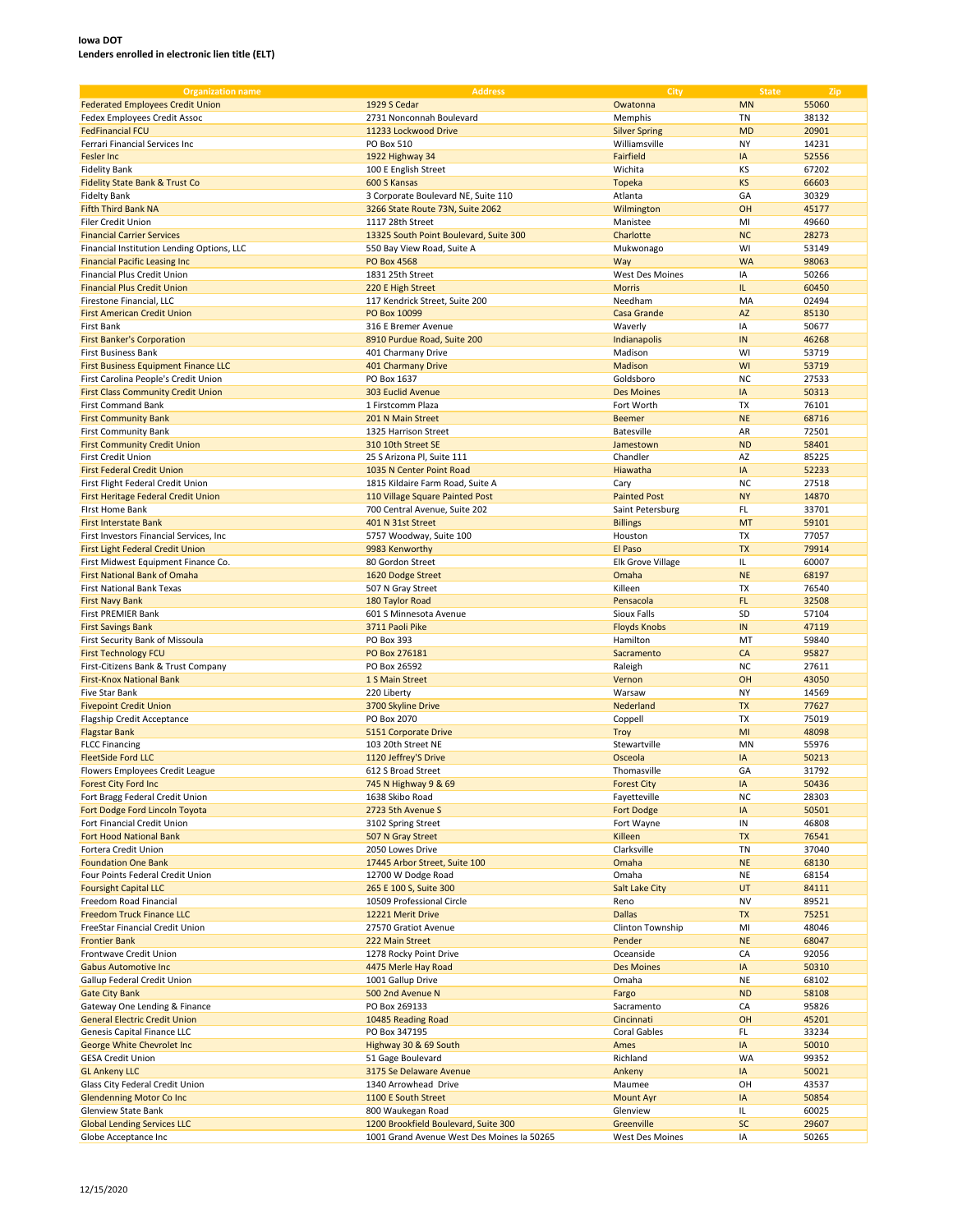**Iowa DOT**
**Lenders enrolled in electronic lien title (ELT)**

| Organization name | Address | City | State | Zip |
|---|---|---|---|---|
| Federated Employees Credit Union | 1929 S Cedar | Owatonna | MN | 55060 |
| Fedex Employees Credit Assoc | 2731 Nonconnah Boulevard | Memphis | TN | 38132 |
| FedFinancial FCU | 11233 Lockwood Drive | Silver Spring | MD | 20901 |
| Ferrari Financial Services Inc | PO Box 510 | Williamsville | NY | 14231 |
| Fesler Inc | 1922 Highway 34 | Fairfield | IA | 52556 |
| Fidelity Bank | 100 E English Street | Wichita | KS | 67202 |
| Fidelity State Bank & Trust Co | 600 S Kansas | Topeka | KS | 66603 |
| Fidelty Bank | 3 Corporate Boulevard NE, Suite 110 | Atlanta | GA | 30329 |
| Fifth Third Bank NA | 3266 State Route 73N, Suite 2062 | Wilmington | OH | 45177 |
| Filer Credit Union | 1117 28th Street | Manistee | MI | 49660 |
| Financial Carrier Services | 13325 South Point Boulevard, Suite 300 | Charlotte | NC | 28273 |
| Financial Institution Lending Options, LLC | 550 Bay View Road, Suite A | Mukwonago | WI | 53149 |
| Financial Pacific Leasing Inc | PO Box 4568 | Way | WA | 98063 |
| Financial Plus Credit Union | 1831 25th Street | West Des Moines | IA | 50266 |
| Financial Plus Credit Union | 220 E High Street | Morris | IL | 60450 |
| Firestone Financial, LLC | 117 Kendrick Street, Suite 200 | Needham | MA | 02494 |
| First American Credit Union | PO Box 10099 | Casa Grande | AZ | 85130 |
| First Bank | 316 E Bremer Avenue | Waverly | IA | 50677 |
| First Banker's Corporation | 8910 Purdue Road, Suite 200 | Indianapolis | IN | 46268 |
| First Business Bank | 401 Charmany Drive | Madison | WI | 53719 |
| First Business Equipment Finance LLC | 401 Charmany Drive | Madison | WI | 53719 |
| First Carolina People's Credit Union | PO Box 1637 | Goldsboro | NC | 27533 |
| First Class Community Credit Union | 303 Euclid Avenue | Des Moines | IA | 50313 |
| First Command Bank | 1 Firstcomm Plaza | Fort Worth | TX | 76101 |
| First Community Bank | 201 N Main Street | Beemer | NE | 68716 |
| First Community Bank | 1325 Harrison Street | Batesville | AR | 72501 |
| First Community Credit Union | 310 10th Street SE | Jamestown | ND | 58401 |
| First Credit Union | 25 S Arizona Pl, Suite 111 | Chandler | AZ | 85225 |
| First Federal Credit Union | 1035 N Center Point Road | Hiawatha | IA | 52233 |
| First Flight Federal Credit Union | 1815 Kildaire Farm Road, Suite A | Cary | NC | 27518 |
| First Heritage Federal Credit Union | 110 Village Square Painted Post | Painted Post | NY | 14870 |
| FIrst Home Bank | 700 Central Avenue, Suite 202 | Saint Petersburg | FL | 33701 |
| First Interstate Bank | 401 N 31st Street | Billings | MT | 59101 |
| First Investors Financial Services, Inc | 5757 Woodway, Suite 100 | Houston | TX | 77057 |
| First Light Federal Credit Union | 9983 Kenworthy | El Paso | TX | 79914 |
| First Midwest Equipment Finance Co. | 80 Gordon Street | Elk Grove Village | IL | 60007 |
| First National Bank of Omaha | 1620 Dodge Street | Omaha | NE | 68197 |
| First National Bank Texas | 507 N Gray Street | Killeen | TX | 76540 |
| First Navy Bank | 180 Taylor Road | Pensacola | FL | 32508 |
| First PREMIER Bank | 601 S Minnesota Avenue | Sioux Falls | SD | 57104 |
| First Savings Bank | 3711 Paoli Pike | Floyds Knobs | IN | 47119 |
| First Security Bank of Missoula | PO Box 393 | Hamilton | MT | 59840 |
| First Technology FCU | PO Box 276181 | Sacramento | CA | 95827 |
| First-Citizens Bank & Trust Company | PO Box 26592 | Raleigh | NC | 27611 |
| First-Knox National Bank | 1 S Main Street | Vernon | OH | 43050 |
| Five Star Bank | 220 Liberty | Warsaw | NY | 14569 |
| Fivepoint Credit Union | 3700 Skyline Drive | Nederland | TX | 77627 |
| Flagship Credit Acceptance | PO Box 2070 | Coppell | TX | 75019 |
| Flagstar Bank | 5151 Corporate Drive | Troy | MI | 48098 |
| FLCC Financing | 103 20th Street NE | Stewartville | MN | 55976 |
| FleetSide Ford LLC | 1120 Jeffrey'S Drive | Osceola | IA | 50213 |
| Flowers Employees Credit League | 612 S Broad Street | Thomasville | GA | 31792 |
| Forest City Ford Inc | 745 N Highway 9 & 69 | Forest City | IA | 50436 |
| Fort Bragg Federal Credit Union | 1638 Skibo Road | Fayetteville | NC | 28303 |
| Fort Dodge Ford Lincoln Toyota | 2723 5th Avenue S | Fort Dodge | IA | 50501 |
| Fort Financial Credit Union | 3102 Spring Street | Fort Wayne | IN | 46808 |
| Fort Hood National Bank | 507 N Gray Street | Killeen | TX | 76541 |
| Fortera Credit Union | 2050 Lowes Drive | Clarksville | TN | 37040 |
| Foundation One Bank | 17445 Arbor Street, Suite 100 | Omaha | NE | 68130 |
| Four Points Federal Credit Union | 12700 W Dodge Road | Omaha | NE | 68154 |
| Foursight Capital LLC | 265 E 100 S, Suite 300 | Salt Lake City | UT | 84111 |
| Freedom Road Financial | 10509 Professional Circle | Reno | NV | 89521 |
| Freedom Truck Finance LLC | 12221 Merit Drive | Dallas | TX | 75251 |
| FreeStar Financial Credit Union | 27570 Gratiot Avenue | Clinton Township | MI | 48046 |
| Frontier Bank | 222 Main Street | Pender | NE | 68047 |
| Frontwave Credit Union | 1278 Rocky Point Drive | Oceanside | CA | 92056 |
| Gabus Automotive Inc | 4475 Merle Hay Road | Des Moines | IA | 50310 |
| Gallup Federal Credit Union | 1001 Gallup Drive | Omaha | NE | 68102 |
| Gate City Bank | 500 2nd Avenue N | Fargo | ND | 58108 |
| Gateway One Lending & Finance | PO Box 269133 | Sacramento | CA | 95826 |
| General Electric Credit Union | 10485 Reading Road | Cincinnati | OH | 45201 |
| Genesis Capital Finance LLC | PO Box 347195 | Coral Gables | FL | 33234 |
| George White Chevrolet Inc | Highway 30 & 69 South | Ames | IA | 50010 |
| GESA Credit Union | 51 Gage Boulevard | Richland | WA | 99352 |
| GL Ankeny LLC | 3175 Se Delaware Avenue | Ankeny | IA | 50021 |
| Glass City Federal Credit Union | 1340 Arrowhead Drive | Maumee | OH | 43537 |
| Glendenning Motor Co Inc | 1100 E South Street | Mount Ayr | IA | 50854 |
| Glenview State Bank | 800 Waukegan Road | Glenview | IL | 60025 |
| Global Lending Services LLC | 1200 Brookfield Boulevard, Suite 300 | Greenville | SC | 29607 |
| Globe Acceptance Inc | 1001 Grand Avenue West Des Moines Ia 50265 | West Des Moines | IA | 50265 |

12/15/2020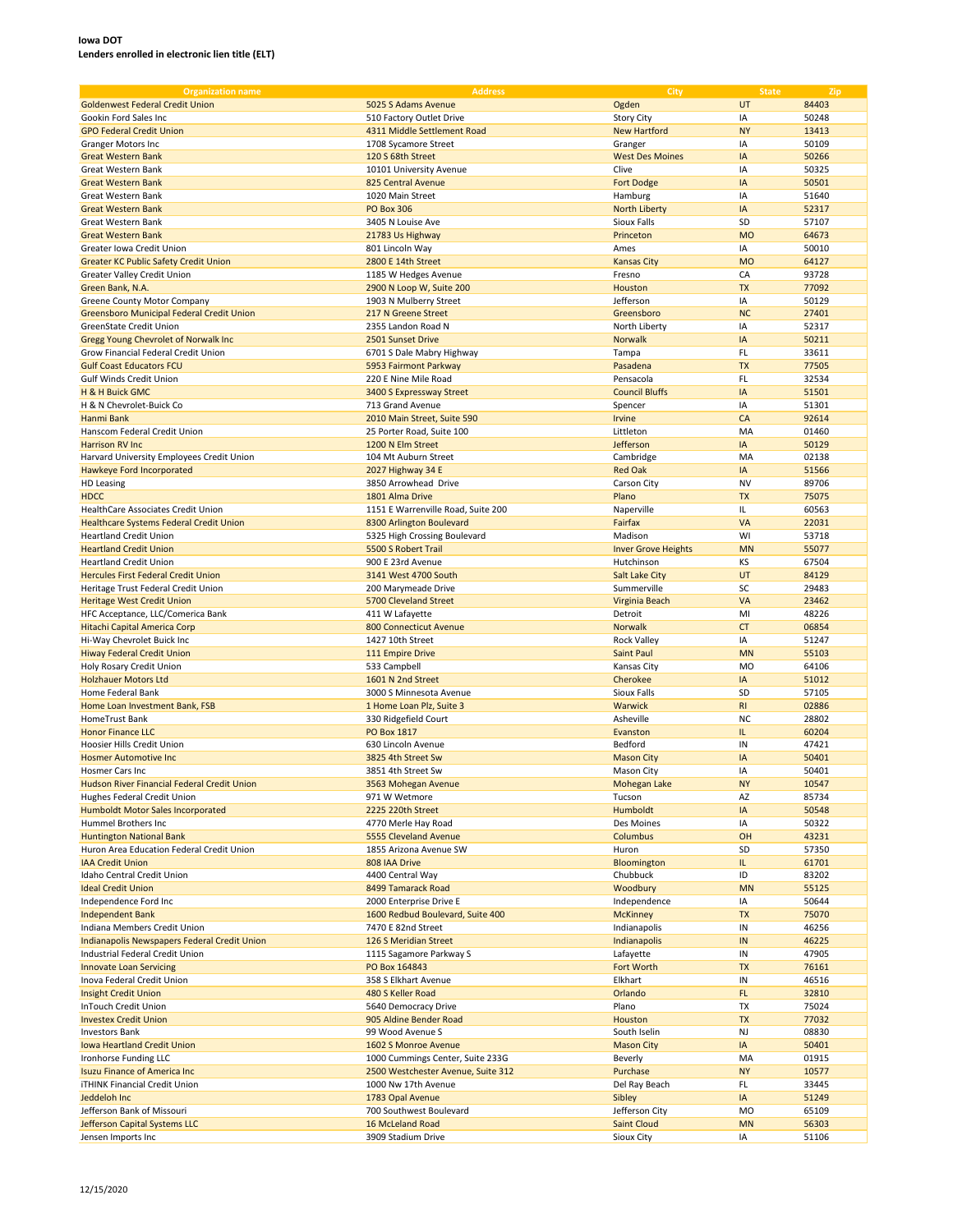**Iowa DOT**
**Lenders enrolled in electronic lien title (ELT)**

| Organization name | Address | City | State | Zip |
|---|---|---|---|---|
| Goldenwest Federal Credit Union | 5025 S Adams Avenue | Ogden | UT | 84403 |
| Gookin Ford Sales Inc | 510 Factory Outlet Drive | Story City | IA | 50248 |
| GPO Federal Credit Union | 4311 Middle Settlement Road | New Hartford | NY | 13413 |
| Granger Motors Inc | 1708 Sycamore Street | Granger | IA | 50109 |
| Great Western Bank | 120 S 68th Street | West Des Moines | IA | 50266 |
| Great Western Bank | 10101 University Avenue | Clive | IA | 50325 |
| Great Western Bank | 825 Central Avenue | Fort Dodge | IA | 50501 |
| Great Western Bank | 1020 Main Street | Hamburg | IA | 51640 |
| Great Western Bank | PO Box 306 | North Liberty | IA | 52317 |
| Great Western Bank | 3405 N Louise Ave | Sioux Falls | SD | 57107 |
| Great Western Bank | 21783 Us Highway | Princeton | MO | 64673 |
| Greater Iowa Credit Union | 801 Lincoln Way | Ames | IA | 50010 |
| Greater KC Public Safety Credit Union | 2800 E 14th Street | Kansas City | MO | 64127 |
| Greater Valley Credit Union | 1185 W Hedges Avenue | Fresno | CA | 93728 |
| Green Bank, N.A. | 2900 N Loop W, Suite 200 | Houston | TX | 77092 |
| Greene County Motor Company | 1903 N Mulberry Street | Jefferson | IA | 50129 |
| Greensboro Municipal Federal Credit Union | 217 N Greene Street | Greensboro | NC | 27401 |
| GreenState Credit Union | 2355 Landon Road N | North Liberty | IA | 52317 |
| Gregg Young Chevrolet of Norwalk Inc | 2501 Sunset Drive | Norwalk | IA | 50211 |
| Grow Financial Federal Credit Union | 6701 S Dale Mabry Highway | Tampa | FL | 33611 |
| Gulf Coast Educators FCU | 5953 Fairmont Parkway | Pasadena | TX | 77505 |
| Gulf Winds Credit Union | 220 E Nine Mile Road | Pensacola | FL | 32534 |
| H & H Buick GMC | 3400 S Expressway Street | Council Bluffs | IA | 51501 |
| H & N Chevrolet-Buick Co | 713 Grand Avenue | Spencer | IA | 51301 |
| Hanmi Bank | 2010 Main Street, Suite 590 | Irvine | CA | 92614 |
| Hanscom Federal Credit Union | 25 Porter Road, Suite 100 | Littleton | MA | 01460 |
| Harrison RV Inc | 1200 N Elm Street | Jefferson | IA | 50129 |
| Harvard University Employees Credit Union | 104 Mt Auburn Street | Cambridge | MA | 02138 |
| Hawkeye Ford Incorporated | 2027 Highway 34 E | Red Oak | IA | 51566 |
| HD Leasing | 3850 Arrowhead Drive | Carson City | NV | 89706 |
| HDCC | 1801 Alma Drive | Plano | TX | 75075 |
| HealthCare Associates Credit Union | 1151 E Warrenville Road, Suite 200 | Naperville | IL | 60563 |
| Healthcare Systems Federal Credit Union | 8300 Arlington Boulevard | Fairfax | VA | 22031 |
| Heartland Credit Union | 5325 High Crossing Boulevard | Madison | WI | 53718 |
| Heartland Credit Union | 5500 S Robert Trail | Inver Grove Heights | MN | 55077 |
| Heartland Credit Union | 900 E 23rd Avenue | Hutchinson | KS | 67504 |
| Hercules First Federal Credit Union | 3141 West 4700 South | Salt Lake City | UT | 84129 |
| Heritage Trust Federal Credit Union | 200 Marymeade Drive | Summerville | SC | 29483 |
| Heritage West Credit Union | 5700 Cleveland Street | Virginia Beach | VA | 23462 |
| HFC Acceptance, LLC/Comerica Bank | 411 W Lafayette | Detroit | MI | 48226 |
| Hitachi Capital America Corp | 800 Connecticut Avenue | Norwalk | CT | 06854 |
| Hi-Way Chevrolet Buick Inc | 1427 10th Street | Rock Valley | IA | 51247 |
| Hiway Federal Credit Union | 111 Empire Drive | Saint Paul | MN | 55103 |
| Holy Rosary Credit Union | 533 Campbell | Kansas City | MO | 64106 |
| Holzhauer Motors Ltd | 1601 N 2nd Street | Cherokee | IA | 51012 |
| Home Federal Bank | 3000 S Minnesota Avenue | Sioux Falls | SD | 57105 |
| Home Loan Investment Bank, FSB | 1 Home Loan Plz, Suite 3 | Warwick | RI | 02886 |
| HomeTrust Bank | 330 Ridgefield Court | Asheville | NC | 28802 |
| Honor Finance LLC | PO Box 1817 | Evanston | IL | 60204 |
| Hoosier Hills Credit Union | 630 Lincoln Avenue | Bedford | IN | 47421 |
| Hosmer Automotive Inc | 3825 4th Street Sw | Mason City | IA | 50401 |
| Hosmer Cars Inc | 3851 4th Street Sw | Mason City | IA | 50401 |
| Hudson River Financial Federal Credit Union | 3563 Mohegan Avenue | Mohegan Lake | NY | 10547 |
| Hughes Federal Credit Union | 971 W Wetmore | Tucson | AZ | 85734 |
| Humboldt Motor Sales Incorporated | 2225 220th Street | Humboldt | IA | 50548 |
| Hummel Brothers Inc | 4770 Merle Hay Road | Des Moines | IA | 50322 |
| Huntington National Bank | 5555 Cleveland Avenue | Columbus | OH | 43231 |
| Huron Area Education Federal Credit Union | 1855 Arizona Avenue SW | Huron | SD | 57350 |
| IAA Credit Union | 808 IAA Drive | Bloomington | IL | 61701 |
| Idaho Central Credit Union | 4400 Central Way | Chubbuck | ID | 83202 |
| Ideal Credit Union | 8499 Tamarack Road | Woodbury | MN | 55125 |
| Independence Ford Inc | 2000 Enterprise Drive E | Independence | IA | 50644 |
| Independent Bank | 1600 Redbud Boulevard, Suite 400 | McKinney | TX | 75070 |
| Indiana Members Credit Union | 7470 E 82nd Street | Indianapolis | IN | 46256 |
| Indianapolis Newspapers Federal Credit Union | 126 S Meridian Street | Indianapolis | IN | 46225 |
| Industrial Federal Credit Union | 1115 Sagamore Parkway S | Lafayette | IN | 47905 |
| Innovate Loan Servicing | PO Box 164843 | Fort Worth | TX | 76161 |
| Inova Federal Credit Union | 358 S Elkhart Avenue | Elkhart | IN | 46516 |
| Insight Credit Union | 480 S Keller Road | Orlando | FL | 32810 |
| InTouch Credit Union | 5640 Democracy Drive | Plano | TX | 75024 |
| Investex Credit Union | 905 Aldine Bender Road | Houston | TX | 77032 |
| Investors Bank | 99 Wood Avenue S | South Iselin | NJ | 08830 |
| Iowa Heartland Credit Union | 1602 S Monroe Avenue | Mason City | IA | 50401 |
| Ironhorse Funding LLC | 1000 Cummings Center, Suite 233G | Beverly | MA | 01915 |
| Isuzu Finance of America Inc | 2500 Westchester Avenue, Suite 312 | Purchase | NY | 10577 |
| iTHINK Financial Credit Union | 1000 Nw 17th Avenue | Del Ray Beach | FL | 33445 |
| Jeddeloh Inc | 1783 Opal Avenue | Sibley | IA | 51249 |
| Jefferson Bank of Missouri | 700 Southwest Boulevard | Jefferson City | MO | 65109 |
| Jefferson Capital Systems LLC | 16 McLeland Road | Saint Cloud | MN | 56303 |
| Jensen Imports Inc | 3909 Stadium Drive | Sioux City | IA | 51106 |

12/15/2020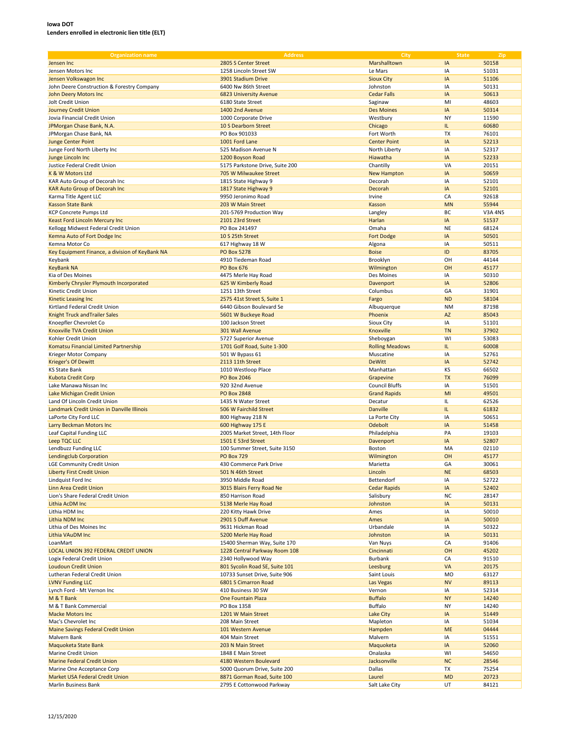**Iowa DOT**
**Lenders enrolled in electronic lien title (ELT)**

| Organization name | Address | City | State | Zip |
|---|---|---|---|---|
| Jensen Inc | 2805 S Center Street | Marshalltown | IA | 50158 |
| Jensen Motors Inc | 1258 Lincoln Street SW | Le Mars | IA | 51031 |
| Jensen Volkswagon Inc | 3901 Stadium Drive | Sioux City | IA | 51106 |
| John Deere Construction & Forestry Company | 6400 Nw 86th Street | Johnston | IA | 50131 |
| John Deery Motors Inc | 6823 University Avenue | Cedar Falls | IA | 50613 |
| Jolt Credit Union | 6180 State Street | Saginaw | MI | 48603 |
| Journey Credit Union | 1400 2nd Avenue | Des Moines | IA | 50314 |
| Jovia Financial Credit Union | 1000 Corporate Drive | Westbury | NY | 11590 |
| JPMorgan Chase Bank, N.A. | 10 S Dearborn Street | Chicago | IL | 60680 |
| JPMorgan Chase Bank, NA | PO Box 901033 | Fort Worth | TX | 76101 |
| Junge Center Point | 1001 Ford Lane | Center Point | IA | 52213 |
| Junge Ford North Liberty Inc | 525 Madison Avenue N | North Liberty | IA | 52317 |
| Junge Lincoln Inc | 1200 Boyson Road | Hiawatha | IA | 52233 |
| Justice Federal Credit Union | 5175 Parkstone Drive, Suite 200 | Chantilly | VA | 20151 |
| K & W Motors Ltd | 705 W Milwaukee Street | New Hampton | IA | 50659 |
| KAR Auto Group of Decorah Inc | 1815 State Highway 9 | Decorah | IA | 52101 |
| KAR Auto Group of Decorah Inc | 1817 State Highway 9 | Decorah | IA | 52101 |
| Karma Title Agent LLC | 9950 Jeronimo Road | Irvine | CA | 92618 |
| Kasson State Bank | 203 W Main Street | Kasson | MN | 55944 |
| KCP Concrete Pumps Ltd | 201-5769 Production Way | Langley | BC | V3A 4N5 |
| Keast Ford Lincoln Mercury Inc | 2101 23rd Street | Harlan | IA | 51537 |
| Kellogg Midwest Federal Credit Union | PO Box 241497 | Omaha | NE | 68124 |
| Kemna Auto of Fort Dodge Inc | 10 S 25th Street | Fort Dodge | IA | 50501 |
| Kemna Motor Co | 617 Highway 18 W | Algona | IA | 50511 |
| Key Equipment Finance, a division of KeyBank NA | PO Box 5278 | Boise | ID | 83705 |
| Keybank | 4910 Tiedeman Road | Brooklyn | OH | 44144 |
| KeyBank NA | PO Box 676 | Wilmington | OH | 45177 |
| Kia of Des Moines | 4475 Merle Hay Road | Des Moines | IA | 50310 |
| Kimberly Chrysler Plymouth Incorporated | 625 W Kimberly Road | Davenport | IA | 52806 |
| Kinetic Credit Union | 1251 13th Street | Columbus | GA | 31901 |
| Kinetic Leasing Inc | 2575 41st Street S, Suite 1 | Fargo | ND | 58104 |
| Kirtland Federal Credit Union | 6440 Gibson Boulevard Se | Albuquerque | NM | 87198 |
| Knight Truck andTrailer Sales | 5601 W Buckeye Road | Phoenix | AZ | 85043 |
| Knoepfler Chevrolet Co | 100 Jackson Street | Sioux City | IA | 51101 |
| Knoxville TVA Credit Union | 301 Wall Avenue | Knoxville | TN | 37902 |
| Kohler Credit Union | 5727 Superior Avenue | Sheboygan | WI | 53083 |
| Komatsu Financial Limited Partnership | 1701 Golf Road, Suite 1-300 | Rolling Meadows | IL | 60008 |
| Krieger Motor Company | 501 W Bypass 61 | Muscatine | IA | 52761 |
| Krieger's Of Dewitt | 2113 11th Street | DeWitt | IA | 52742 |
| KS State Bank | 1010 Westloop Place | Manhattan | KS | 66502 |
| Kubota Credit Corp | PO Box 2046 | Grapevine | TX | 76099 |
| Lake Manawa Nissan Inc | 920 32nd Avenue | Council Bluffs | IA | 51501 |
| Lake Michigan Credit Union | PO Box 2848 | Grand Rapids | MI | 49501 |
| Land Of Lincoln Credit Union | 1435 N Water Street | Decatur | IL | 62526 |
| Landmark Credit Union in Danville Illinois | 506 W Fairchild Street | Danville | IL | 61832 |
| LaPorte City Ford LLC | 800 Highway 218 N | La Porte City | IA | 50651 |
| Larry Beckman Motors Inc | 600 Highway 175 E | Odebolt | IA | 51458 |
| Leaf Capital Funding LLC | 2005 Market Street, 14th Floor | Philadelphia | PA | 19103 |
| Leep TQC LLC | 1501 E 53rd Street | Davenport | IA | 52807 |
| Lendbuzz Funding LLC | 100 Summer Street, Suite 3150 | Boston | MA | 02110 |
| Lendingclub Corporation | PO Box 729 | Wilmington | OH | 45177 |
| LGE Community Credit Union | 430 Commerce Park Drive | Marietta | GA | 30061 |
| Liberty First Credit Union | 501 N 46th Street | Lincoln | NE | 68503 |
| Lindquist Ford Inc | 3950 Middle Road | Bettendorf | IA | 52722 |
| Linn Area Credit Union | 3015 Blairs Ferry Road Ne | Cedar Rapids | IA | 52402 |
| Lion's Share Federal Credit Union | 850 Harrison Road | Salisbury | NC | 28147 |
| Lithia AcDM Inc | 5138 Merle Hay Road | Johnston | IA | 50131 |
| Lithia HDM Inc | 220 Kitty Hawk Drive | Ames | IA | 50010 |
| Lithia NDM Inc | 2901 S Duff Avenue | Ames | IA | 50010 |
| Lithia of Des Moines Inc | 9631 Hickman Road | Urbandale | IA | 50322 |
| Lithia VAuDM Inc | 5200 Merle Hay Road | Johnston | IA | 50131 |
| LoanMart | 15400 Sherman Way, Suite 170 | Van Nuys | CA | 91406 |
| LOCAL UNION 392 FEDERAL CREDIT UNION | 1228 Central Parkway Room 108 | Cincinnati | OH | 45202 |
| Logix Federal Credit Union | 2340 Hollywood Way | Burbank | CA | 91510 |
| Loudoun Credit Union | 801 Sycolin Road SE, Suite 101 | Leesburg | VA | 20175 |
| Lutheran Federal Credit Union | 10733 Sunset Drive, Suite 906 | Saint Louis | MO | 63127 |
| LVNV Funding LLC | 6801 S Cimarron Road | Las Vegas | NV | 89113 |
| Lynch Ford - Mt Vernon Inc | 410 Business 30 SW | Vernon | IA | 52314 |
| M & T Bank | One Fountain Plaza | Buffalo | NY | 14240 |
| M & T Bank Commercial | PO Box 1358 | Buffalo | NY | 14240 |
| Macke Motors Inc | 1201 W Main Street | Lake City | IA | 51449 |
| Mac's Chevrolet Inc | 208 Main Street | Mapleton | IA | 51034 |
| Maine Savings Federal Credit Union | 101 Western Avenue | Hampden | ME | 04444 |
| Malvern Bank | 404 Main Street | Malvern | IA | 51551 |
| Maquoketa State Bank | 203 N Main Street | Maquoketa | IA | 52060 |
| Marine Credit Union | 1848 E Main Street | Onalaska | WI | 54650 |
| Marine Federal Credit Union | 4180 Western Boulevard | Jacksonville | NC | 28546 |
| Marine One Acceptance Corp | 5000 Quorum Drive, Suite 200 | Dallas | TX | 75254 |
| Market USA Federal Credit Union | 8871 Gorman Road, Suite 100 | Laurel | MD | 20723 |
| Marlin Business Bank | 2795 E Cottonwood Parkway | Salt Lake City | UT | 84121 |

12/15/2020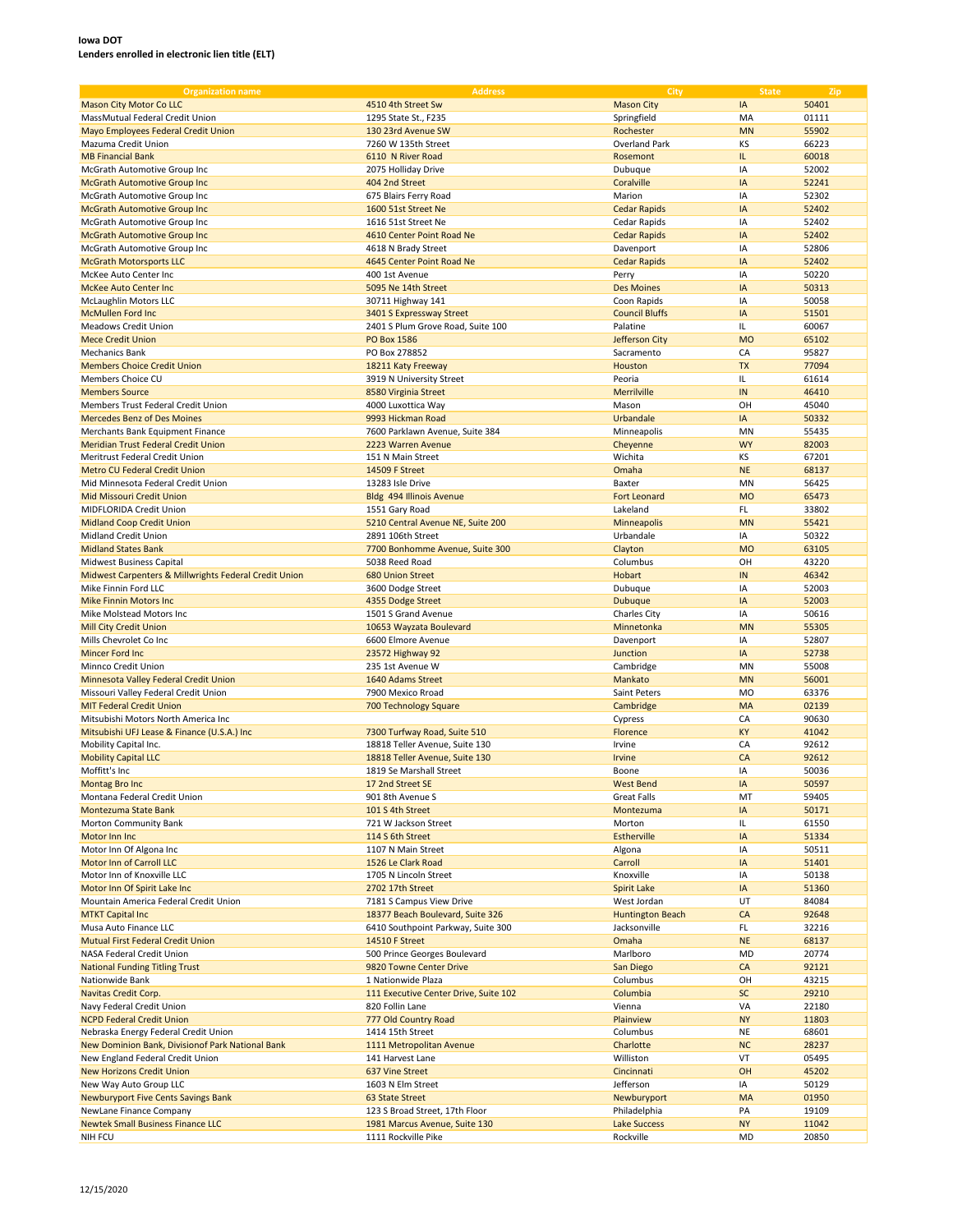**Iowa DOT**
**Lenders enrolled in electronic lien title (ELT)**

| Organization name | Address | City | State | Zip |
|---|---|---|---|---|
| Mason City Motor Co LLC | 4510 4th Street Sw | Mason City | IA | 50401 |
| MassMutual Federal Credit Union | 1295 State St., F235 | Springfield | MA | 01111 |
| Mayo Employees Federal Credit Union | 130 23rd Avenue SW | Rochester | MN | 55902 |
| Mazuma Credit Union | 7260 W 135th Street | Overland Park | KS | 66223 |
| MB Financial Bank | 6110 N River Road | Rosemont | IL | 60018 |
| McGrath Automotive Group Inc | 2075 Holliday Drive | Dubuque | IA | 52002 |
| McGrath Automotive Group Inc | 404 2nd Street | Coralville | IA | 52241 |
| McGrath Automotive Group Inc | 675 Blairs Ferry Road | Marion | IA | 52302 |
| McGrath Automotive Group Inc | 1600 51st Street Ne | Cedar Rapids | IA | 52402 |
| McGrath Automotive Group Inc | 1616 51st Street Ne | Cedar Rapids | IA | 52402 |
| McGrath Automotive Group Inc | 4610 Center Point Road Ne | Cedar Rapids | IA | 52402 |
| McGrath Automotive Group Inc | 4618 N Brady Street | Davenport | IA | 52806 |
| McGrath Motorsports LLC | 4645 Center Point Road Ne | Cedar Rapids | IA | 52402 |
| McKee Auto Center Inc | 400 1st Avenue | Perry | IA | 50220 |
| McKee Auto Center Inc | 5095 Ne 14th Street | Des Moines | IA | 50313 |
| McLaughlin Motors LLC | 30711 Highway 141 | Coon Rapids | IA | 50058 |
| McMullen Ford Inc | 3401 S Expressway Street | Council Bluffs | IA | 51501 |
| Meadows Credit Union | 2401 S Plum Grove Road, Suite 100 | Palatine | IL | 60067 |
| Mece Credit Union | PO Box 1586 | Jefferson City | MO | 65102 |
| Mechanics Bank | PO Box 278852 | Sacramento | CA | 95827 |
| Members Choice Credit Union | 18211 Katy Freeway | Houston | TX | 77094 |
| Members Choice CU | 3919 N University Street | Peoria | IL | 61614 |
| Members Source | 8580 Virginia Street | Merrilville | IN | 46410 |
| Members Trust Federal Credit Union | 4000 Luxottica Way | Mason | OH | 45040 |
| Mercedes Benz of Des Moines | 9993 Hickman Road | Urbandale | IA | 50332 |
| Merchants Bank Equipment Finance | 7600 Parklawn Avenue, Suite 384 | Minneapolis | MN | 55435 |
| Meridian Trust Federal Credit Union | 2223 Warren Avenue | Cheyenne | WY | 82003 |
| Meritrust Federal Credit Union | 151 N Main Street | Wichita | KS | 67201 |
| Metro CU Federal Credit Union | 14509 F Street | Omaha | NE | 68137 |
| Mid Minnesota Federal Credit Union | 13283 Isle Drive | Baxter | MN | 56425 |
| Mid Missouri Credit Union | Bldg 494 Illinois Avenue | Fort Leonard | MO | 65473 |
| MIDFLORIDA Credit Union | 1551 Gary Road | Lakeland | FL | 33802 |
| Midland Coop Credit Union | 5210 Central Avenue NE, Suite 200 | Minneapolis | MN | 55421 |
| Midland Credit Union | 2891 106th Street | Urbandale | IA | 50322 |
| Midland States Bank | 7700 Bonhomme Avenue, Suite 300 | Clayton | MO | 63105 |
| Midwest Business Capital | 5038 Reed Road | Columbus | OH | 43220 |
| Midwest Carpenters & Millwrights Federal Credit Union | 680 Union Street | Hobart | IN | 46342 |
| Mike Finnin Ford LLC | 3600 Dodge Street | Dubuque | IA | 52003 |
| Mike Finnin Motors Inc | 4355 Dodge Street | Dubuque | IA | 52003 |
| Mike Molstead Motors Inc | 1501 S Grand Avenue | Charles City | IA | 50616 |
| Mill City Credit Union | 10653 Wayzata Boulevard | Minnetonka | MN | 55305 |
| Mills Chevrolet Co Inc | 6600 Elmore Avenue | Davenport | IA | 52807 |
| Mincer Ford Inc | 23572 Highway 92 | Junction | IA | 52738 |
| Minnco Credit Union | 235 1st Avenue W | Cambridge | MN | 55008 |
| Minnesota Valley Federal Credit Union | 1640 Adams Street | Mankato | MN | 56001 |
| Missouri Valley Federal Credit Union | 7900 Mexico Rroad | Saint Peters | MO | 63376 |
| MIT Federal Credit Union | 700 Technology Square | Cambridge | MA | 02139 |
| Mitsubishi Motors North America Inc | | Cypress | CA | 90630 |
| Mitsubishi UFJ Lease & Finance (U.S.A.) Inc | 7300 Turfway Road, Suite 510 | Florence | KY | 41042 |
| Mobility Capital Inc. | 18818 Teller Avenue, Suite 130 | Irvine | CA | 92612 |
| Mobility Capital LLC | 18818 Teller Avenue, Suite 130 | Irvine | CA | 92612 |
| Moffitt's Inc | 1819 Se Marshall Street | Boone | IA | 50036 |
| Montag Bro Inc | 17 2nd Street SE | West Bend | IA | 50597 |
| Montana Federal Credit Union | 901 8th Avenue S | Great Falls | MT | 59405 |
| Montezuma State Bank | 101 S 4th Street | Montezuma | IA | 50171 |
| Morton Community Bank | 721 W Jackson Street | Morton | IL | 61550 |
| Motor Inn Inc | 114 S 6th Street | Estherville | IA | 51334 |
| Motor Inn Of Algona Inc | 1107 N Main Street | Algona | IA | 50511 |
| Motor Inn of Carroll LLC | 1526 Le Clark Road | Carroll | IA | 51401 |
| Motor Inn of Knoxville LLC | 1705 N Lincoln Street | Knoxville | IA | 50138 |
| Motor Inn Of Spirit Lake Inc | 2702 17th Street | Spirit Lake | IA | 51360 |
| Mountain America Federal Credit Union | 7181 S Campus View Drive | West Jordan | UT | 84084 |
| MTKT Capital Inc | 18377 Beach Boulevard, Suite 326 | Huntington Beach | CA | 92648 |
| Musa Auto Finance LLC | 6410 Southpoint Parkway, Suite 300 | Jacksonville | FL | 32216 |
| Mutual First Federal Credit Union | 14510 F Street | Omaha | NE | 68137 |
| NASA Federal Credit Union | 500 Prince Georges Boulevard | Marlboro | MD | 20774 |
| National Funding Titling Trust | 9820 Towne Center Drive | San Diego | CA | 92121 |
| Nationwide Bank | 1 Nationwide Plaza | Columbus | OH | 43215 |
| Navitas Credit Corp. | 111 Executive Center Drive, Suite 102 | Columbia | SC | 29210 |
| Navy Federal Credit Union | 820 Follin Lane | Vienna | VA | 22180 |
| NCPD Federal Credit Union | 777 Old Country Road | Plainview | NY | 11803 |
| Nebraska Energy Federal Credit Union | 1414 15th Street | Columbus | NE | 68601 |
| New Dominion Bank, Divisionof Park National Bank | 1111 Metropolitan Avenue | Charlotte | NC | 28237 |
| New England Federal Credit Union | 141 Harvest Lane | Williston | VT | 05495 |
| New Horizons Credit Union | 637 Vine Street | Cincinnati | OH | 45202 |
| New Way Auto Group LLC | 1603 N Elm Street | Jefferson | IA | 50129 |
| Newburyport Five Cents Savings Bank | 63 State Street | Newburyport | MA | 01950 |
| NewLane Finance Company | 123 S Broad Street, 17th Floor | Philadelphia | PA | 19109 |
| Newtek Small Business Finance LLC | 1981 Marcus Avenue, Suite 130 | Lake Success | NY | 11042 |
| NIH FCU | 1111 Rockville Pike | Rockville | MD | 20850 |

12/15/2020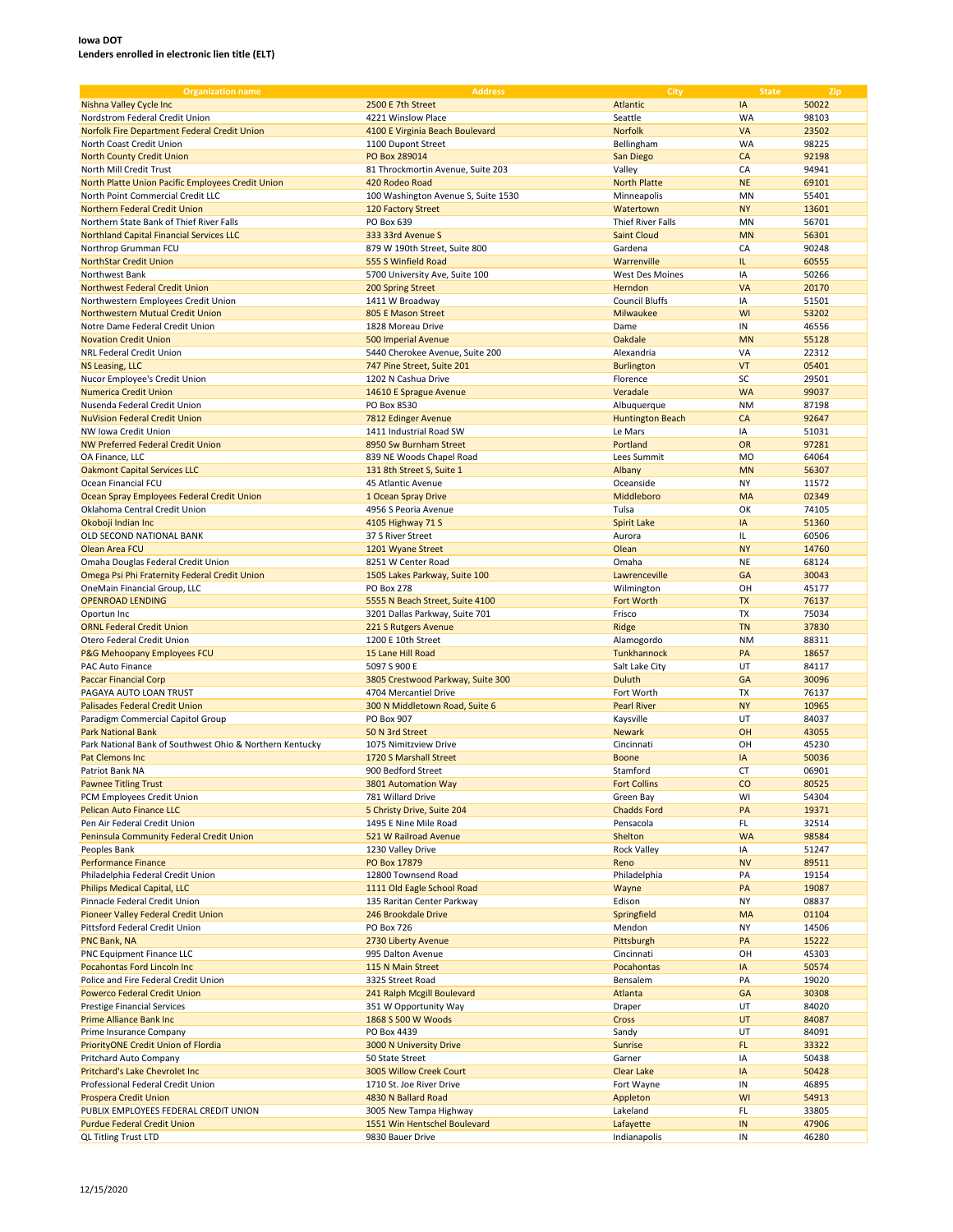**Iowa DOT**
**Lenders enrolled in electronic lien title (ELT)**

| Organization name | Address | City | State | Zip |
|---|---|---|---|---|
| Nishna Valley Cycle Inc | 2500 E 7th Street | Atlantic | IA | 50022 |
| Nordstrom Federal Credit Union | 4221 Winslow Place | Seattle | WA | 98103 |
| Norfolk Fire Department Federal Credit Union | 4100 E Virginia Beach Boulevard | Norfolk | VA | 23502 |
| North Coast Credit Union | 1100 Dupont Street | Bellingham | WA | 98225 |
| North County Credit Union | PO Box 289014 | San Diego | CA | 92198 |
| North Mill Credit Trust | 81 Throckmortin Avenue, Suite 203 | Valley | CA | 94941 |
| North Platte Union Pacific Employees Credit Union | 420 Rodeo Road | North Platte | NE | 69101 |
| North Point Commercial Credit LLC | 100 Washington Avenue S, Suite 1530 | Minneapolis | MN | 55401 |
| Northern Federal Credit Union | 120 Factory Street | Watertown | NY | 13601 |
| Northern State Bank of Thief River Falls | PO Box 639 | Thief River Falls | MN | 56701 |
| Northland Capital Financial Services LLC | 333 33rd Avenue S | Saint Cloud | MN | 56301 |
| Northrop Grumman FCU | 879 W 190th Street, Suite 800 | Gardena | CA | 90248 |
| NorthStar Credit Union | 555 S Winfield Road | Warrenville | IL | 60555 |
| Northwest Bank | 5700 University Ave, Suite 100 | West Des Moines | IA | 50266 |
| Northwest Federal Credit Union | 200 Spring Street | Herndon | VA | 20170 |
| Northwestern Employees Credit Union | 1411 W Broadway | Council Bluffs | IA | 51501 |
| Northwestern Mutual Credit Union | 805 E Mason Street | Milwaukee | WI | 53202 |
| Notre Dame Federal Credit Union | 1828 Moreau Drive | Dame | IN | 46556 |
| Novation Credit Union | 500 Imperial Avenue | Oakdale | MN | 55128 |
| NRL Federal Credit Union | 5440 Cherokee Avenue, Suite 200 | Alexandria | VA | 22312 |
| NS Leasing, LLC | 747 Pine Street, Suite 201 | Burlington | VT | 05401 |
| Nucor Employee's Credit Union | 1202 N Cashua Drive | Florence | SC | 29501 |
| Numerica Credit Union | 14610 E Sprague Avenue | Veradale | WA | 99037 |
| Nusenda Federal Credit Union | PO Box 8530 | Albuquerque | NM | 87198 |
| NuVision Federal Credit Union | 7812 Edinger Avenue | Huntington Beach | CA | 92647 |
| NW Iowa Credit Union | 1411 Industrial Road SW | Le Mars | IA | 51031 |
| NW Preferred Federal Credit Union | 8950 Sw Burnham Street | Portland | OR | 97281 |
| OA Finance, LLC | 839 NE Woods Chapel Road | Lees Summit | MO | 64064 |
| Oakmont Capital Services LLC | 131 8th Street S, Suite 1 | Albany | MN | 56307 |
| Ocean Financial FCU | 45 Atlantic Avenue | Oceanside | NY | 11572 |
| Ocean Spray Employees Federal Credit Union | 1 Ocean Spray Drive | Middleboro | MA | 02349 |
| Oklahoma Central Credit Union | 4956 S Peoria Avenue | Tulsa | OK | 74105 |
| Okoboji Indian Inc | 4105 Highway 71 S | Spirit Lake | IA | 51360 |
| OLD SECOND NATIONAL BANK | 37 S River Street | Aurora | IL | 60506 |
| Olean Area FCU | 1201 Wyane Street | Olean | NY | 14760 |
| Omaha Douglas Federal Credit Union | 8251 W Center Road | Omaha | NE | 68124 |
| Omega Psi Phi Fraternity Federal Credit Union | 1505 Lakes Parkway, Suite 100 | Lawrenceville | GA | 30043 |
| OneMain Financial Group, LLC | PO Box 278 | Wilmington | OH | 45177 |
| OPENROAD LENDING | 5555 N Beach Street, Suite 4100 | Fort Worth | TX | 76137 |
| Oportun Inc | 3201 Dallas Parkway, Suite 701 | Frisco | TX | 75034 |
| ORNL Federal Credit Union | 221 S Rutgers Avenue | Ridge | TN | 37830 |
| Otero Federal Credit Union | 1200 E 10th Street | Alamogordo | NM | 88311 |
| P&G Mehoopany Employees FCU | 15 Lane Hill Road | Tunkhannock | PA | 18657 |
| PAC Auto Finance | 5097 S 900 E | Salt Lake City | UT | 84117 |
| Paccar Financial Corp | 3805 Crestwood Parkway, Suite 300 | Duluth | GA | 30096 |
| PAGAYA AUTO LOAN TRUST | 4704 Mercantiel Drive | Fort Worth | TX | 76137 |
| Palisades Federal Credit Union | 300 N Middletown Road, Suite 6 | Pearl River | NY | 10965 |
| Paradigm Commercial Capitol Group | PO Box 907 | Kaysville | UT | 84037 |
| Park National Bank | 50 N 3rd Street | Newark | OH | 43055 |
| Park National Bank of Southwest Ohio & Northern Kentucky | 1075 Nimitzview Drive | Cincinnati | OH | 45230 |
| Pat Clemons Inc | 1720 S Marshall Street | Boone | IA | 50036 |
| Patriot Bank NA | 900 Bedford Street | Stamford | CT | 06901 |
| Pawnee Titling Trust | 3801 Automation Way | Fort Collins | CO | 80525 |
| PCM Employees Credit Union | 781 Willard Drive | Green Bay | WI | 54304 |
| Pelican Auto Finance LLC | 5 Christy Drive, Suite 204 | Chadds Ford | PA | 19371 |
| Pen Air Federal Credit Union | 1495 E Nine Mile Road | Pensacola | FL | 32514 |
| Peninsula Community Federal Credit Union | 521 W Railroad Avenue | Shelton | WA | 98584 |
| Peoples Bank | 1230 Valley Drive | Rock Valley | IA | 51247 |
| Performance Finance | PO Box 17879 | Reno | NV | 89511 |
| Philadelphia Federal Credit Union | 12800 Townsend Road | Philadelphia | PA | 19154 |
| Philips Medical Capital, LLC | 1111 Old Eagle School Road | Wayne | PA | 19087 |
| Pinnacle Federal Credit Union | 135 Raritan Center Parkway | Edison | NY | 08837 |
| Pioneer Valley Federal Credit Union | 246 Brookdale Drive | Springfield | MA | 01104 |
| Pittsford Federal Credit Union | PO Box 726 | Mendon | NY | 14506 |
| PNC Bank, NA | 2730 Liberty Avenue | Pittsburgh | PA | 15222 |
| PNC Equipment Finance LLC | 995 Dalton Avenue | Cincinnati | OH | 45303 |
| Pocahontas Ford Lincoln Inc | 115 N Main Street | Pocahontas | IA | 50574 |
| Police and Fire Federal Credit Union | 3325 Street Road | Bensalem | PA | 19020 |
| Powerco Federal Credit Union | 241 Ralph Mcgill Boulevard | Atlanta | GA | 30308 |
| Prestige Financial Services | 351 W Opportunity Way | Draper | UT | 84020 |
| Prime Alliance Bank Inc | 1868 S 500 W Woods | Cross | UT | 84087 |
| Prime Insurance Company | PO Box 4439 | Sandy | UT | 84091 |
| PriorityONE Credit Union of Flordia | 3000 N University Drive | Sunrise | FL | 33322 |
| Pritchard Auto Company | 50 State Street | Garner | IA | 50438 |
| Pritchard's Lake Chevrolet Inc | 3005 Willow Creek Court | Clear Lake | IA | 50428 |
| Professional Federal Credit Union | 1710 St. Joe River Drive | Fort Wayne | IN | 46895 |
| Prospera Credit Union | 4830 N Ballard Road | Appleton | WI | 54913 |
| PUBLIX EMPLOYEES FEDERAL CREDIT UNION | 3005 New Tampa Highway | Lakeland | FL | 33805 |
| Purdue Federal Credit Union | 1551 Win Hentschel Boulevard | Lafayette | IN | 47906 |
| QL Titling Trust LTD | 9830 Bauer Drive | Indianapolis | IN | 46280 |

12/15/2020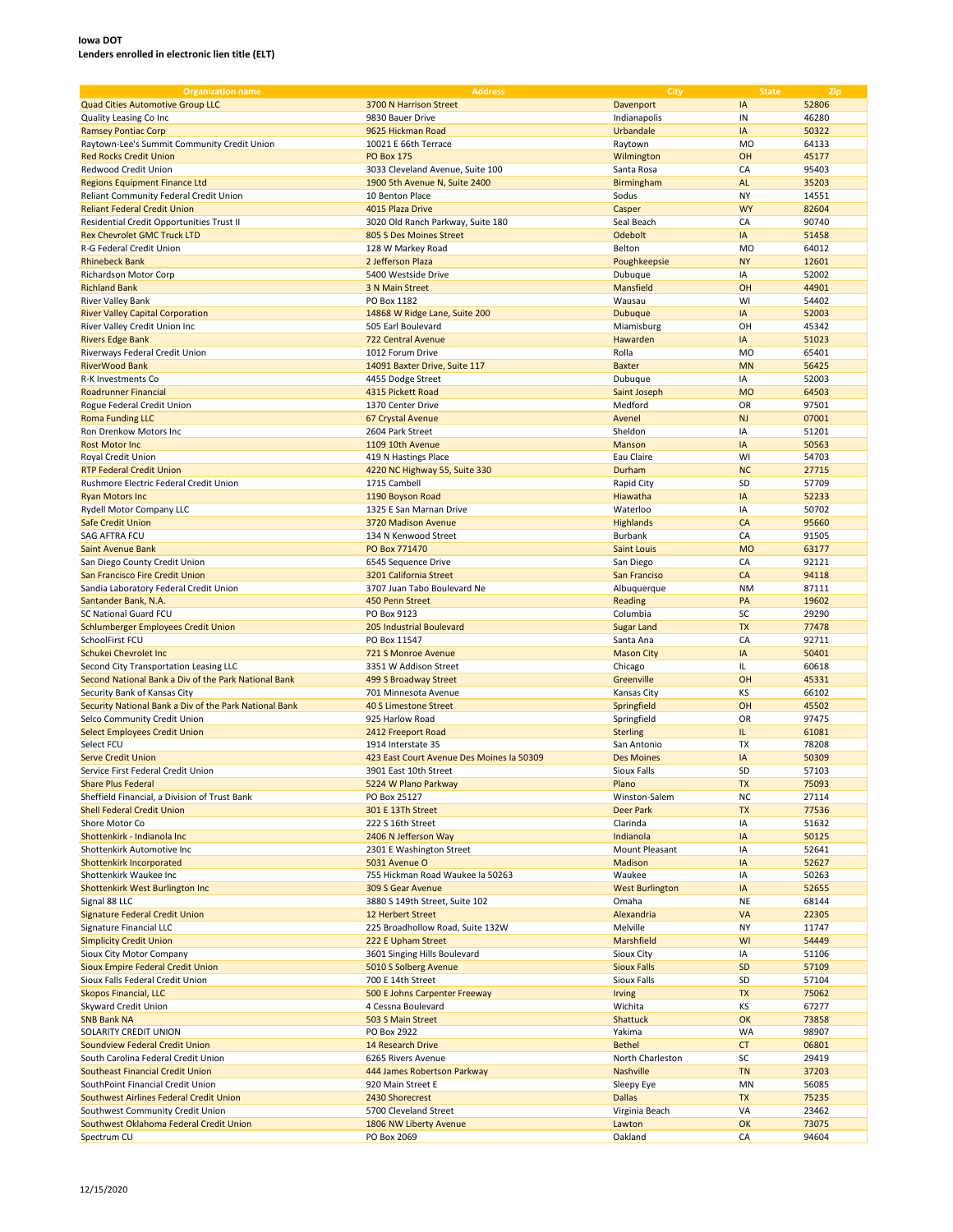**Iowa DOT**
**Lenders enrolled in electronic lien title (ELT)**

| Organization name | Address | City | State | Zip |
|---|---|---|---|---|
| Quad Cities Automotive Group LLC | 3700 N Harrison Street | Davenport | IA | 52806 |
| Quality Leasing Co Inc | 9830 Bauer Drive | Indianapolis | IN | 46280 |
| Ramsey Pontiac Corp | 9625 Hickman Road | Urbandale | IA | 50322 |
| Raytown-Lee's Summit Community Credit Union | 10021 E 66th Terrace | Raytown | MO | 64133 |
| Red Rocks Credit Union | PO Box 175 | Wilmington | OH | 45177 |
| Redwood Credit Union | 3033 Cleveland Avenue, Suite 100 | Santa Rosa | CA | 95403 |
| Regions Equipment Finance Ltd | 1900 5th Avenue N, Suite 2400 | Birmingham | AL | 35203 |
| Reliant Community Federal Credit Union | 10 Benton Place | Sodus | NY | 14551 |
| Reliant Federal Credit Union | 4015 Plaza Drive | Casper | WY | 82604 |
| Residential Credit Opportunities Trust II | 3020 Old Ranch Parkway, Suite 180 | Seal Beach | CA | 90740 |
| Rex Chevrolet GMC Truck LTD | 805 S Des Moines Street | Odebolt | IA | 51458 |
| R-G Federal Credit Union | 128 W Markey Road | Belton | MO | 64012 |
| Rhinebeck Bank | 2 Jefferson Plaza | Poughkeepsie | NY | 12601 |
| Richardson Motor Corp | 5400 Westside Drive | Dubuque | IA | 52002 |
| Richland Bank | 3 N Main Street | Mansfield | OH | 44901 |
| River Valley Bank | PO Box 1182 | Wausau | WI | 54402 |
| River Valley Capital Corporation | 14868 W Ridge Lane, Suite 200 | Dubuque | IA | 52003 |
| River Valley Credit Union Inc | 505 Earl Boulevard | Miamisburg | OH | 45342 |
| Rivers Edge Bank | 722 Central Avenue | Hawarden | IA | 51023 |
| Riverways Federal Credit Union | 1012 Forum Drive | Rolla | MO | 65401 |
| RiverWood Bank | 14091 Baxter Drive, Suite 117 | Baxter | MN | 56425 |
| R-K Investments Co | 4455 Dodge Street | Dubuque | IA | 52003 |
| Roadrunner Financial | 4315 Pickett Road | Saint Joseph | MO | 64503 |
| Rogue Federal Credit Union | 1370 Center Drive | Medford | OR | 97501 |
| Roma Funding LLC | 67 Crystal Avenue | Avenel | NJ | 07001 |
| Ron Drenkow Motors Inc | 2604 Park Street | Sheldon | IA | 51201 |
| Rost Motor Inc | 1109 10th Avenue | Manson | IA | 50563 |
| Royal Credit Union | 419 N Hastings Place | Eau Claire | WI | 54703 |
| RTP Federal Credit Union | 4220 NC Highway 55, Suite 330 | Durham | NC | 27715 |
| Rushmore Electric Federal Credit Union | 1715 Cambell | Rapid City | SD | 57709 |
| Ryan Motors Inc | 1190 Boyson Road | Hiawatha | IA | 52233 |
| Rydell Motor Company LLC | 1325 E San Marnan Drive | Waterloo | IA | 50702 |
| Safe Credit Union | 3720 Madison Avenue | Highlands | CA | 95660 |
| SAG AFTRA FCU | 134 N Kenwood Street | Burbank | CA | 91505 |
| Saint Avenue Bank | PO Box 771470 | Saint Louis | MO | 63177 |
| San Diego County Credit Union | 6545 Sequence Drive | San Diego | CA | 92121 |
| San Francisco Fire Credit Union | 3201 California Street | San Franciso | CA | 94118 |
| Sandia Laboratory Federal Credit Union | 3707 Juan Tabo Boulevard Ne | Albuquerque | NM | 87111 |
| Santander Bank, N.A. | 450 Penn Street | Reading | PA | 19602 |
| SC National Guard FCU | PO Box 9123 | Columbia | SC | 29290 |
| Schlumberger Employees Credit Union | 205 Industrial Boulevard | Sugar Land | TX | 77478 |
| SchoolFirst FCU | PO Box 11547 | Santa Ana | CA | 92711 |
| Schukei Chevrolet Inc | 721 S Monroe Avenue | Mason City | IA | 50401 |
| Second City Transportation Leasing LLC | 3351 W Addison Street | Chicago | IL | 60618 |
| Second National Bank a Div of the Park National Bank | 499 S Broadway Street | Greenville | OH | 45331 |
| Security Bank of Kansas City | 701 Minnesota Avenue | Kansas City | KS | 66102 |
| Security National Bank a Div of the Park National Bank | 40 S Limestone Street | Springfield | OH | 45502 |
| Selco Community Credit Union | 925 Harlow Road | Springfield | OR | 97475 |
| Select Employees Credit Union | 2412 Freeport Road | Sterling | IL | 61081 |
| Select FCU | 1914 Interstate 35 | San Antonio | TX | 78208 |
| Serve Credit Union | 423 East Court Avenue Des Moines Ia 50309 | Des Moines | IA | 50309 |
| Service First Federal Credit Union | 3901 East 10th Street | Sioux Falls | SD | 57103 |
| Share Plus Federal | 5224 W Plano Parkway | Plano | TX | 75093 |
| Sheffield Financial, a Division of Trust Bank | PO Box 25127 | Winston-Salem | NC | 27114 |
| Shell Federal Credit Union | 301 E 13Th Street | Deer Park | TX | 77536 |
| Shore Motor Co | 222 S 16th Street | Clarinda | IA | 51632 |
| Shottenkirk - Indianola Inc | 2406 N Jefferson Way | Indianola | IA | 50125 |
| Shottenkirk Automotive Inc | 2301 E Washington Street | Mount Pleasant | IA | 52641 |
| Shottenkirk Incorporated | 5031 Avenue O | Madison | IA | 52627 |
| Shottenkirk Waukee Inc | 755 Hickman Road Waukee Ia 50263 | Waukee | IA | 50263 |
| Shottenkirk West Burlington Inc | 309 S Gear Avenue | West Burlington | IA | 52655 |
| Signal 88 LLC | 3880 S 149th Street, Suite 102 | Omaha | NE | 68144 |
| Signature Federal Credit Union | 12 Herbert Street | Alexandria | VA | 22305 |
| Signature Financial LLC | 225 Broadhollow Road, Suite 132W | Melville | NY | 11747 |
| Simplicity Credit Union | 222 E Upham Street | Marshfield | WI | 54449 |
| Sioux City Motor Company | 3601 Singing Hills Boulevard | Sioux City | IA | 51106 |
| Sioux Empire Federal Credit Union | 5010 S Solberg Avenue | Sioux Falls | SD | 57109 |
| Sioux Falls Federal Credit Union | 700 E 14th Street | Sioux Falls | SD | 57104 |
| Skopos Financial, LLC | 500 E Johns Carpenter Freeway | Irving | TX | 75062 |
| Skyward Credit Union | 4 Cessna Boulevard | Wichita | KS | 67277 |
| SNB Bank NA | 503 S Main Street | Shattuck | OK | 73858 |
| SOLARITY CREDIT UNION | PO Box 2922 | Yakima | WA | 98907 |
| Soundview Federal Credit Union | 14 Research Drive | Bethel | CT | 06801 |
| South Carolina Federal Credit Union | 6265 Rivers Avenue | North Charleston | SC | 29419 |
| Southeast Financial Credit Union | 444 James Robertson Parkway | Nashville | TN | 37203 |
| SouthPoint Financial Credit Union | 920 Main Street E | Sleepy Eye | MN | 56085 |
| Southwest Airlines Federal Credit Union | 2430 Shorecrest | Dallas | TX | 75235 |
| Southwest Community Credit Union | 5700 Cleveland Street | Virginia Beach | VA | 23462 |
| Southwest Oklahoma Federal Credit Union | 1806 NW Liberty Avenue | Lawton | OK | 73075 |
| Spectrum CU | PO Box 2069 | Oakland | CA | 94604 |

12/15/2020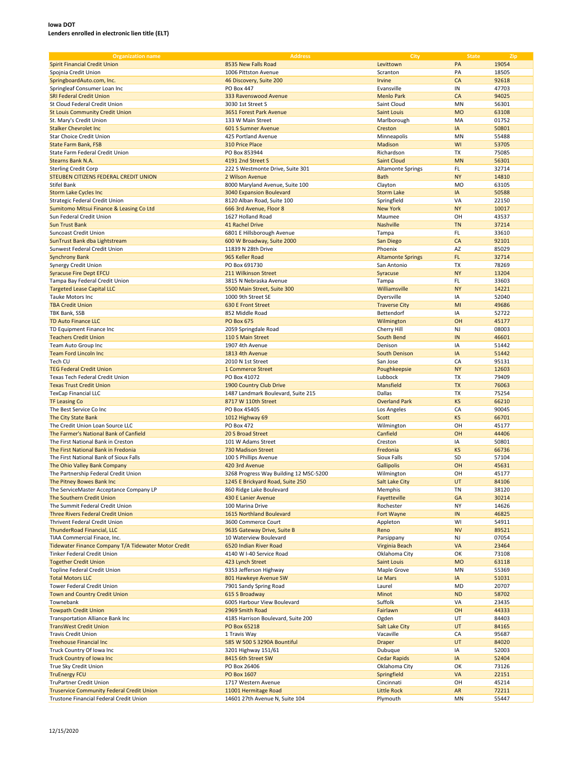**Iowa DOT**
**Lenders enrolled in electronic lien title (ELT)**

| Organization name | Address | City | State | Zip |
|---|---|---|---|---|
| Spirit Financial Credit Union | 8535 New Falls Road | Levittown | PA | 19054 |
| Spojnia Credit Union | 1006 Pittston Avenue | Scranton | PA | 18505 |
| SpringboardAuto.com, Inc. | 46 Discovery, Suite 200 | Irvine | CA | 92618 |
| Springleaf Consumer Loan Inc | PO Box 447 | Evansville | IN | 47703 |
| SRI Federal Credit Union | 333 Ravenswood Avenue | Menlo Park | CA | 94025 |
| St Cloud Federal Credit Union | 3030 1st Street S | Saint Cloud | MN | 56301 |
| St Louis Community Credit Union | 3651 Forest Park Avenue | Saint Louis | MO | 63108 |
| St. Mary's Credit Union | 133 W Main Street | Marlborough | MA | 01752 |
| Stalker Chevrolet Inc | 601 S Sumner Avenue | Creston | IA | 50801 |
| Star Choice Credit Union | 425 Portland Avenue | Minneapolis | MN | 55488 |
| State Farm Bank, FSB | 310 Price Place | Madison | WI | 53705 |
| State Farm Federal Credit Union | PO Box 853944 | Richardson | TX | 75085 |
| Stearns Bank N.A. | 4191 2nd Street S | Saint Cloud | MN | 56301 |
| Sterling Credit Corp | 222 S Westmonte Drive, Suite 301 | Altamonte Springs | FL | 32714 |
| STEUBEN CITIZENS FEDERAL CREDIT UNION | 2 Wilson Avenue | Bath | NY | 14810 |
| Stifel Bank | 8000 Maryland Avenue, Suite 100 | Clayton | MO | 63105 |
| Storm Lake Cycles Inc | 3040 Expansion Boulevard | Storm Lake | IA | 50588 |
| Strategic Federal Credit Union | 8120 Alban Road, Suite 100 | Springfield | VA | 22150 |
| Sumitomo Mitsui Finance & Leasing Co Ltd | 666 3rd Avenue, Floor 8 | New York | NY | 10017 |
| Sun Federal Credit Union | 1627 Holland Road | Maumee | OH | 43537 |
| Sun Trust Bank | 41 Rachel Drive | Nashville | TN | 37214 |
| Suncoast Credit Union | 6801 E Hillsborough Avenue | Tampa | FL | 33610 |
| SunTrust Bank dba Lightstream | 600 W Broadway, Suite 2000 | San Diego | CA | 92101 |
| Sunwest Federal Credit Union | 11839 N 28th Drive | Phoenix | AZ | 85029 |
| Synchrony Bank | 965 Keller Road | Altamonte Springs | FL | 32714 |
| Synergy Credit Union | PO Box 691730 | San Antonio | TX | 78269 |
| Syracuse Fire Dept EFCU | 211 Wilkinson Street | Syracuse | NY | 13204 |
| Tampa Bay Federal Credit Union | 3815 N Nebraska Avenue | Tampa | FL | 33603 |
| Targeted Lease Capital LLC | 5500 Main Street, Suite 300 | Williamsville | NY | 14221 |
| Tauke Motors Inc | 1000 9th Street SE | Dyersville | IA | 52040 |
| TBA Credit Union | 630 E Front Street | Traverse City | MI | 49686 |
| TBK Bank, SSB | 852 Middle Road | Bettendorf | IA | 52722 |
| TD Auto Finance LLC | PO Box 675 | Wilmington | OH | 45177 |
| TD Equipment Finance Inc | 2059 Springdale Road | Cherry Hill | NJ | 08003 |
| Teachers Credit Union | 110 S Main Street | South Bend | IN | 46601 |
| Team Auto Group Inc | 1907 4th Avenue | Denison | IA | 51442 |
| Team Ford Lincoln Inc | 1813 4th Avenue | South Denison | IA | 51442 |
| Tech CU | 2010 N 1st Street | San Jose | CA | 95131 |
| TEG Federal Credit Union | 1 Commerce Street | Poughkeepsie | NY | 12603 |
| Texas Tech Federal Credit Union | PO Box 41072 | Lubbock | TX | 79409 |
| Texas Trust Credit Union | 1900 Country Club Drive | Mansfield | TX | 76063 |
| TexCap Financial LLC | 1487 Landmark Boulevard, Suite 215 | Dallas | TX | 75254 |
| TF Leasing Co | 8717 W 110th Street | Overland Park | KS | 66210 |
| The Best Service Co Inc | PO Box 45405 | Los Angeles | CA | 90045 |
| The City State Bank | 1012 Highway 69 | Scott | KS | 66701 |
| The Credit Union Loan Source LLC | PO Box 472 | Wilmington | OH | 45177 |
| The Farmer's National Bank of Canfield | 20 S Broad Street | Canfield | OH | 44406 |
| The First National Bank in Creston | 101 W Adams Street | Creston | IA | 50801 |
| The First National Bank in Fredonia | 730 Madison Street | Fredonia | KS | 66736 |
| The First National Bank of Sioux Falls | 100 S Phillips Avenue | Sioux Falls | SD | 57104 |
| The Ohio Valley Bank Company | 420 3rd Avenue | Gallipolis | OH | 45631 |
| The Partnership Federal Credit Union | 3268 Progress Way Building 12 MSC-5200 | Wilmington | OH | 45177 |
| The Pitney Bowes Bank Inc | 1245 E Brickyard Road, Suite 250 | Salt Lake City | UT | 84106 |
| The ServiceMaster Acceptance Company LP | 860 Ridge Lake Boulevard | Memphis | TN | 38120 |
| The Southern Credit Union | 430 E Lanier Avenue | Fayetteville | GA | 30214 |
| The Summit Federal Credit Union | 100 Marina Drive | Rochester | NY | 14626 |
| Three Rivers Federal Credit Union | 1615 Northland Boulevard | Fort Wayne | IN | 46825 |
| Thrivent Federal Credit Union | 3600 Commerce Court | Appleton | WI | 54911 |
| ThunderRoad Financial, LLC | 9635 Gateway Drive, Suite B | Reno | NV | 89521 |
| TIAA Commercial Finace, Inc. | 10 Waterview Boulevard | Parsippany | NJ | 07054 |
| Tidewater Finance Company T/A Tidewater Motor Credit | 6520 Indian River Road | Virginia Beach | VA | 23464 |
| Tinker Federal Credit Union | 4140 W I-40 Service Road | Oklahoma City | OK | 73108 |
| Together Credit Union | 423 Lynch Street | Saint Louis | MO | 63118 |
| Topline Federal Credit Union | 9353 Jefferson Highway | Maple Grove | MN | 55369 |
| Total Motors LLC | 801 Hawkeye Avenue SW | Le Mars | IA | 51031 |
| Tower Federal Credit Union | 7901 Sandy Spring Road | Laurel | MD | 20707 |
| Town and Country Credit Union | 615 S Broadway | Minot | ND | 58702 |
| Townebank | 6005 Harbour View Boulevard | Suffolk | VA | 23435 |
| Towpath Credit Union | 2969 Smith Road | Fairlawn | OH | 44333 |
| Transportation Alliance Bank Inc | 4185 Harrison Boulevard, Suite 200 | Ogden | UT | 84403 |
| TransWest Credit Union | PO Box 65218 | Salt Lake City | UT | 84165 |
| Travis Credit Union | 1 Travis Way | Vacaville | CA | 95687 |
| Treehouse Financial Inc | 585 W 500 S 3290A Bountiful | Draper | UT | 84020 |
| Truck Country Of Iowa Inc | 3201 Highway 151/61 | Dubuque | IA | 52003 |
| Truck Country of Iowa Inc | 8415 6th Street SW | Cedar Rapids | IA | 52404 |
| True Sky Credit Union | PO Box 26406 | Oklahoma City | OK | 73126 |
| TruEnergy FCU | PO Box 1607 | Springfield | VA | 22151 |
| TruPartner Credit Union | 1717 Western Avenue | Cincinnati | OH | 45214 |
| Truservice Community Federal Credit Union | 11001 Hermitage Road | Little Rock | AR | 72211 |
| Trustone Financial Federal Credit Union | 14601 27th Avenue N, Suite 104 | Plymouth | MN | 55447 |

12/15/2020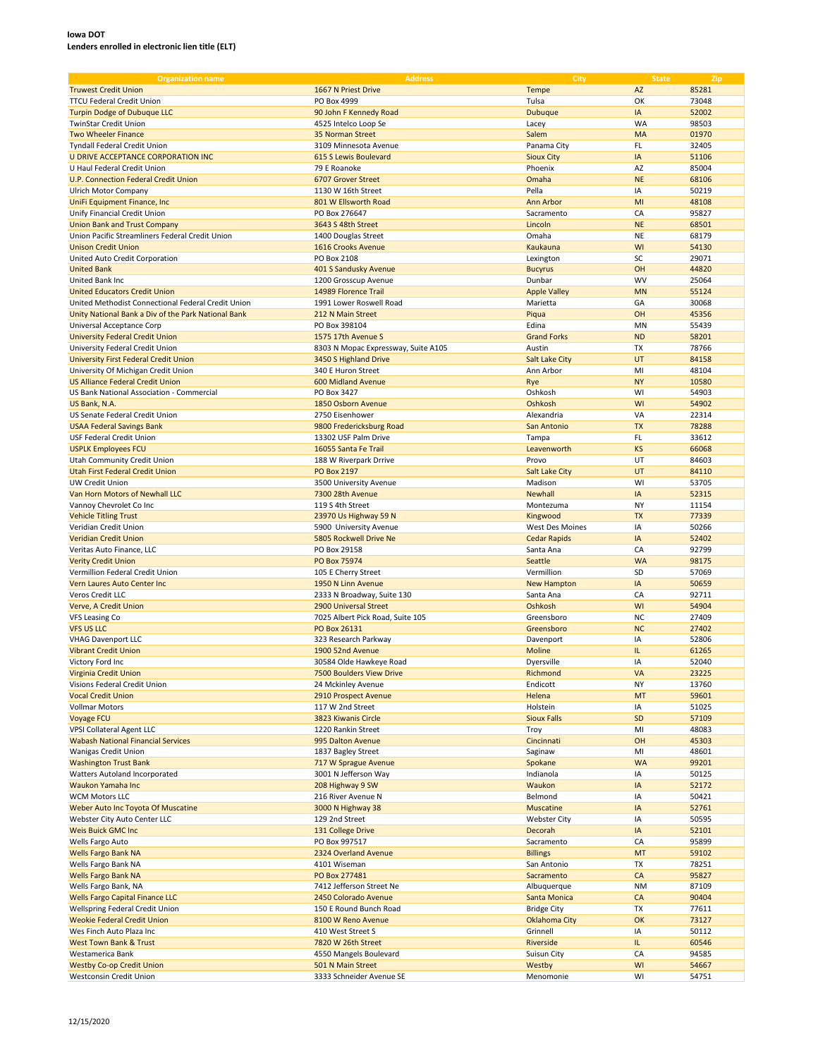**Iowa DOT**
**Lenders enrolled in electronic lien title (ELT)**

| Organization name | Address | City | State | Zip |
|---|---|---|---|---|
| Truwest Credit Union | 1667 N Priest Drive | Tempe | AZ | 85281 |
| TTCU Federal Credit Union | PO Box 4999 | Tulsa | OK | 73048 |
| Turpin Dodge of Dubuque LLC | 90 John F Kennedy Road | Dubuque | IA | 52002 |
| TwinStar Credit Union | 4525 Intelco Loop Se | Lacey | WA | 98503 |
| Two Wheeler Finance | 35 Norman Street | Salem | MA | 01970 |
| Tyndall Federal Credit Union | 3109 Minnesota Avenue | Panama City | FL | 32405 |
| U DRIVE ACCEPTANCE CORPORATION INC | 615 S Lewis Boulevard | Sioux City | IA | 51106 |
| U Haul Federal Credit Union | 79 E Roanoke | Phoenix | AZ | 85004 |
| U.P. Connection Federal Credit Union | 6707 Grover Street | Omaha | NE | 68106 |
| Ulrich Motor Company | 1130 W 16th Street | Pella | IA | 50219 |
| UniFi Equipment Finance, Inc | 801 W Ellsworth Road | Ann Arbor | MI | 48108 |
| Unify Financial Credit Union | PO Box 276647 | Sacramento | CA | 95827 |
| Union Bank and Trust Company | 3643 S 48th Street | Lincoln | NE | 68501 |
| Union Pacific Streamliners Federal Credit Union | 1400 Douglas Street | Omaha | NE | 68179 |
| Unison Credit Union | 1616 Crooks Avenue | Kaukauna | WI | 54130 |
| United Auto Credit Corporation | PO Box 2108 | Lexington | SC | 29071 |
| United Bank | 401 S Sandusky Avenue | Bucyrus | OH | 44820 |
| United Bank Inc | 1200 Grosscup Avenue | Dunbar | WV | 25064 |
| United Educators Credit Union | 14989 Florence Trail | Apple Valley | MN | 55124 |
| United Methodist Connectional Federal Credit Union | 1991 Lower Roswell Road | Marietta | GA | 30068 |
| Unity National Bank a Div of the Park National Bank | 212 N Main Street | Piqua | OH | 45356 |
| Universal Acceptance Corp | PO Box 398104 | Edina | MN | 55439 |
| University Federal Credit Union | 1575 17th Avenue S | Grand Forks | ND | 58201 |
| University Federal Credit Union | 8303 N Mopac Expressway, Suite A105 | Austin | TX | 78766 |
| University First Federal Credit Union | 3450 S Highland Drive | Salt Lake City | UT | 84158 |
| University Of Michigan Credit Union | 340 E Huron Street | Ann Arbor | MI | 48104 |
| US Alliance Federal Credit Union | 600 Midland Avenue | Rye | NY | 10580 |
| US Bank National Association - Commercial | PO Box 3427 | Oshkosh | WI | 54903 |
| US Bank, N.A. | 1850 Osborn Avenue | Oshkosh | WI | 54902 |
| US Senate Federal Credit Union | 2750 Eisenhower | Alexandria | VA | 22314 |
| USAA Federal Savings Bank | 9800 Fredericksburg Road | San Antonio | TX | 78288 |
| USF Federal Credit Union | 13302 USF Palm Drive | Tampa | FL | 33612 |
| USPLK Employees FCU | 16055 Santa Fe Trail | Leavenworth | KS | 66068 |
| Utah Community Credit Union | 188 W Riverpark Drrive | Provo | UT | 84603 |
| Utah First Federal Credit Union | PO Box 2197 | Salt Lake City | UT | 84110 |
| UW Credit Union | 3500 University Avenue | Madison | WI | 53705 |
| Van Horn Motors of Newhall LLC | 7300 28th Avenue | Newhall | IA | 52315 |
| Vannoy Chevrolet Co Inc | 119 S 4th Street | Montezuma | NY | 11154 |
| Vehicle Titling Trust | 23970 Us Highway 59 N | Kingwood | TX | 77339 |
| Veridian Credit Union | 5900 University Avenue | West Des Moines | IA | 50266 |
| Veridian Credit Union | 5805 Rockwell Drive Ne | Cedar Rapids | IA | 52402 |
| Veritas Auto Finance, LLC | PO Box 29158 | Santa Ana | CA | 92799 |
| Verity Credit Union | PO Box 75974 | Seattle | WA | 98175 |
| Vermillion Federal Credit Union | 105 E Cherry Street | Vermillion | SD | 57069 |
| Vern Laures Auto Center Inc | 1950 N Linn Avenue | New Hampton | IA | 50659 |
| Veros Credit LLC | 2333 N Broadway, Suite 130 | Santa Ana | CA | 92711 |
| Verve, A Credit Union | 2900 Universal Street | Oshkosh | WI | 54904 |
| VFS Leasing Co | 7025 Albert Pick Road, Suite 105 | Greensboro | NC | 27409 |
| VFS US LLC | PO Box 26131 | Greensboro | NC | 27402 |
| VHAG Davenport LLC | 323 Research Parkway | Davenport | IA | 52806 |
| Vibrant Credit Union | 1900 52nd Avenue | Moline | IL | 61265 |
| Victory Ford Inc | 30584 Olde Hawkeye Road | Dyersville | IA | 52040 |
| Virginia Credit Union | 7500 Boulders View Drive | Richmond | VA | 23225 |
| Visions Federal Credit Union | 24 Mckinley Avenue | Endicott | NY | 13760 |
| Vocal Credit Union | 2910 Prospect Avenue | Helena | MT | 59601 |
| Vollmar Motors | 117 W 2nd Street | Holstein | IA | 51025 |
| Voyage FCU | 3823 Kiwanis Circle | Sioux Falls | SD | 57109 |
| VPSI Collateral Agent LLC | 1220 Rankin Street | Troy | MI | 48083 |
| Wabash National Financial Services | 995 Dalton Avenue | Cincinnati | OH | 45303 |
| Wanigas Credit Union | 1837 Bagley Street | Saginaw | MI | 48601 |
| Washington Trust Bank | 717 W Sprague Avenue | Spokane | WA | 99201 |
| Watters Autoland Incorporated | 3001 N Jefferson Way | Indianola | IA | 50125 |
| Waukon Yamaha Inc | 208 Highway 9 SW | Waukon | IA | 52172 |
| WCM Motors LLC | 216 River Avenue N | Belmond | IA | 50421 |
| Weber Auto Inc Toyota Of Muscatine | 3000 N Highway 38 | Muscatine | IA | 52761 |
| Webster City Auto Center LLC | 129 2nd Street | Webster City | IA | 50595 |
| Weis Buick GMC Inc | 131 College Drive | Decorah | IA | 52101 |
| Wells Fargo Auto | PO Box 997517 | Sacramento | CA | 95899 |
| Wells Fargo Bank NA | 2324 Overland Avenue | Billings | MT | 59102 |
| Wells Fargo Bank NA | 4101 Wiseman | San Antonio | TX | 78251 |
| Wells Fargo Bank NA | PO Box 277481 | Sacramento | CA | 95827 |
| Wells Fargo Bank, NA | 7412 Jefferson Street Ne | Albuquerque | NM | 87109 |
| Wells Fargo Capital Finance LLC | 2450 Colorado Avenue | Santa Monica | CA | 90404 |
| Wellspring Federal Credit Union | 150 E Round Bunch Road | Bridge City | TX | 77611 |
| Weokie Federal Credit Union | 8100 W Reno Avenue | Oklahoma City | OK | 73127 |
| Wes Finch Auto Plaza Inc | 410 West Street S | Grinnell | IA | 50112 |
| West Town Bank & Trust | 7820 W 26th Street | Riverside | IL | 60546 |
| Westamerica Bank | 4550 Mangels Boulevard | Suisun City | CA | 94585 |
| Westby Co-op Credit Union | 501 N Main Street | Westby | WI | 54667 |
| Westconsin Credit Union | 3333 Schneider Avenue SE | Menomonie | WI | 54751 |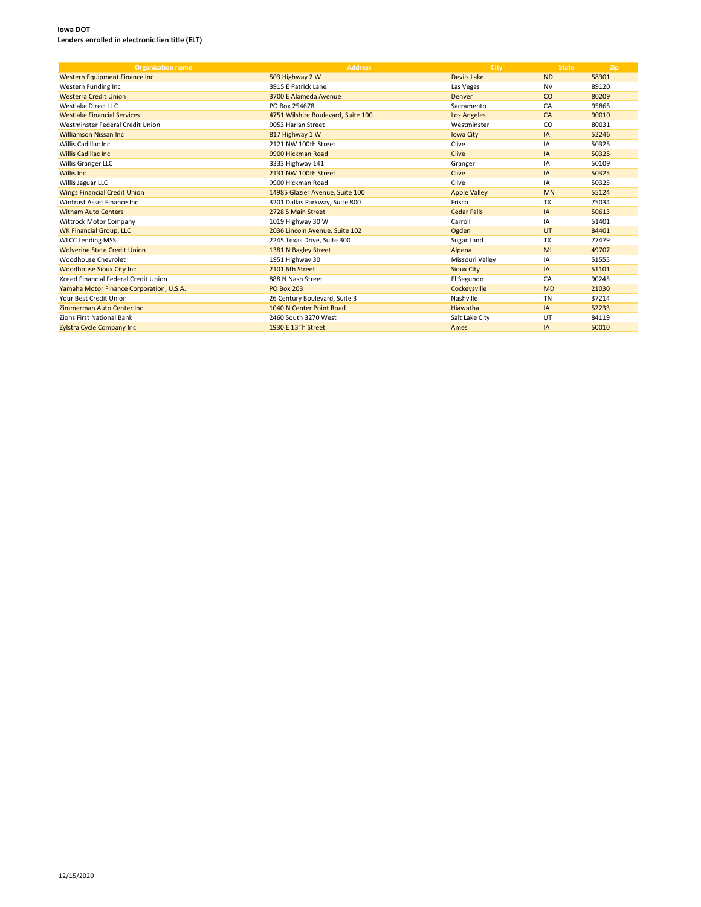**Iowa DOT**
**Lenders enrolled in electronic lien title (ELT)**

| Organization name | Address | City | State | Zip |
|---|---|---|---|---|
| Western Equipment Finance Inc | 503 Highway 2 W | Devils Lake | ND | 58301 |
| Western Funding Inc | 3915 E Patrick Lane | Las Vegas | NV | 89120 |
| Westerra Credit Union | 3700 E Alameda Avenue | Denver | CO | 80209 |
| Westlake Direct LLC | PO Box 254678 | Sacramento | CA | 95865 |
| Westlake Financial Services | 4751 Wilshire Boulevard, Suite 100 | Los Angeles | CA | 90010 |
| Westminster Federal Credit Union | 9053 Harlan Street | Westminster | CO | 80031 |
| Williamson Nissan Inc | 817 Highway 1 W | Iowa City | IA | 52246 |
| Willis Cadillac Inc | 2121 NW 100th Street | Clive | IA | 50325 |
| Willis Cadillac Inc | 9900 Hickman Road | Clive | IA | 50325 |
| Willis Granger LLC | 3333 Highway 141 | Granger | IA | 50109 |
| Willis Inc | 2131 NW 100th Street | Clive | IA | 50325 |
| Willis Jaguar LLC | 9900 Hickman Road | Clive | IA | 50325 |
| Wings Financial Credit Union | 14985 Glazier Avenue, Suite 100 | Apple Valley | MN | 55124 |
| Wintrust Asset Finance Inc | 3201 Dallas Parkway, Suite 800 | Frisco | TX | 75034 |
| Witham Auto Centers | 2728 S Main Street | Cedar Falls | IA | 50613 |
| Wittrock Motor Company | 1019 Highway 30 W | Carroll | IA | 51401 |
| WK Financial Group, LLC | 2036 Lincoln Avenue, Suite 102 | Ogden | UT | 84401 |
| WLCC Lending MSS | 2245 Texas Drive, Suite 300 | Sugar Land | TX | 77479 |
| Wolverine State Credit Union | 1381 N Bagley Street | Alpena | MI | 49707 |
| Woodhouse Chevrolet | 1951 Highway 30 | Missouri Valley | IA | 51555 |
| Woodhouse Sioux City Inc | 2101 6th Street | Sioux City | IA | 51101 |
| Xceed Financial Federal Credit Union | 888 N Nash Street | El Segundo | CA | 90245 |
| Yamaha Motor Finance Corporation, U.S.A. | PO Box 203 | Cockeysville | MD | 21030 |
| Your Best Credit Union | 26 Century Boulevard, Suite 3 | Nashville | TN | 37214 |
| Zimmerman Auto Center Inc | 1040 N Center Point Road | Hiawatha | IA | 52233 |
| Zions First National Bank | 2460 South 3270 West | Salt Lake City | UT | 84119 |
| Zylstra Cycle Company Inc | 1930 E 13Th Street | Ames | IA | 50010 |

12/15/2020